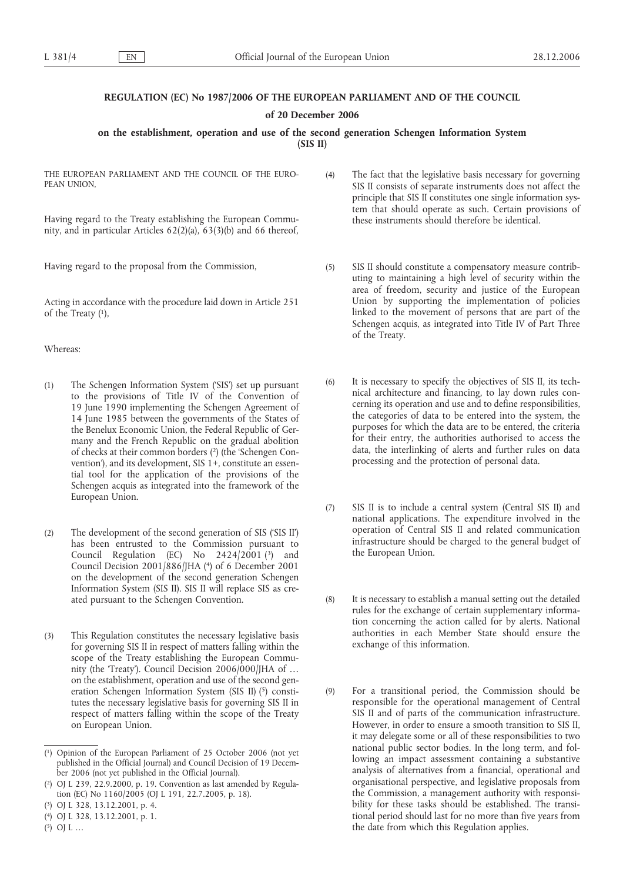# REGULATION (EC) No 1987/2006 OF THE EUROPEAN PARLIAMENT AND OF THE COUNCIL

## of 20 December 2006

## on the establishment, operation and use of the second generation Schengen Information System (SIS II)

THE EUROPEAN PARLIAMENT AND THE COUNCIL OF THE EUROPEAN UNION,

Having regard to the Treaty establishing the European Community, and in particular Articles 62(2)(a), 63(3)(b) and 66 thereof,

Having regard to the proposal from the Commission,

Acting in accordance with the procedure laid down in Article 251 of the Treaty [1],

Whereas:

(1) The Schengen Information System ('SIS') set up pursuant to the provisions of Title IV of the Convention of 19 June 1990 implementing the Schengen Agreement of 14 June 1985 between the governments of the States of the Benelux Economic Union, the Federal Republic of Germany and the French Republic on the gradual abolition of checks at their common borders [2] (the 'Schengen Convention'), and its development, SIS 1+, constitute an essential tool for the application of the provisions of the Schengen acquis as integrated into the framework of the European Union.

(2) The development of the second generation of SIS ('SIS II') has been entrusted to the Commission pursuant to Council Regulation (EC) No 2424/2001 [3] and Council Decision 2001/886/JHA [4] of 6 December 2001 on the development of the second generation Schengen Information System (SIS II). SIS II will replace SIS as created pursuant to the Schengen Convention.

(3) This Regulation constitutes the necessary legislative basis for governing SIS II in respect of matters falling within the scope of the Treaty establishing the European Community (the 'Treaty'). Council Decision 2006/000/JHA of … on the establishment, operation and use of the second generation Schengen Information System (SIS II) [5] constitutes the necessary legislative basis for governing SIS II in respect of matters falling within the scope of the Treaty on European Union.

(4) The fact that the legislative basis necessary for governing SIS II consists of separate instruments does not affect the principle that SIS II constitutes one single information system that should operate as such. Certain provisions of these instruments should therefore be identical.

(5) SIS II should constitute a compensatory measure contributing to maintaining a high level of security within the area of freedom, security and justice of the European Union by supporting the implementation of policies linked to the movement of persons that are part of the Schengen acquis, as integrated into Title IV of Part Three of the Treaty.

(6) It is necessary to specify the objectives of SIS II, its technical architecture and financing, to lay down rules concerning its operation and use and to define responsibilities, the categories of data to be entered into the system, the purposes for which the data are to be entered, the criteria for their entry, the authorities authorised to access the data, the interlinking of alerts and further rules on data processing and the protection of personal data.

(7) SIS II is to include a central system (Central SIS II) and national applications. The expenditure involved in the operation of Central SIS II and related communication infrastructure should be charged to the general budget of the European Union.

(8) It is necessary to establish a manual setting out the detailed rules for the exchange of certain supplementary information concerning the action called for by alerts. National authorities in each Member State should ensure the exchange of this information.

(9) For a transitional period, the Commission should be responsible for the operational management of Central SIS II and of parts of the communication infrastructure. However, in order to ensure a smooth transition to SIS II, it may delegate some or all of these responsibilities to two national public sector bodies. In the long term, and following an impact assessment containing a substantive analysis of alternatives from a financial, operational and organisational perspective, and legislative proposals from the Commission, a management authority with responsibility for these tasks should be established. The transitional period should last for no more than five years from the date from which this Regulation applies.

---

[1] Opinion of the European Parliament of 25 October 2006 (not yet published in the Official Journal) and Council Decision of 19 December 2006 (not yet published in the Official Journal).

[2] OJ L 239, 22.9.2000, p. 19. Convention as last amended by Regulation (EC) No 1160/2005 (OJ L 191, 22.7.2005, p. 18).

[3] OJ L 328, 13.12.2001, p. 4.

[4] OJ L 328, 13.12.2001, p. 1.

[5] OJ L …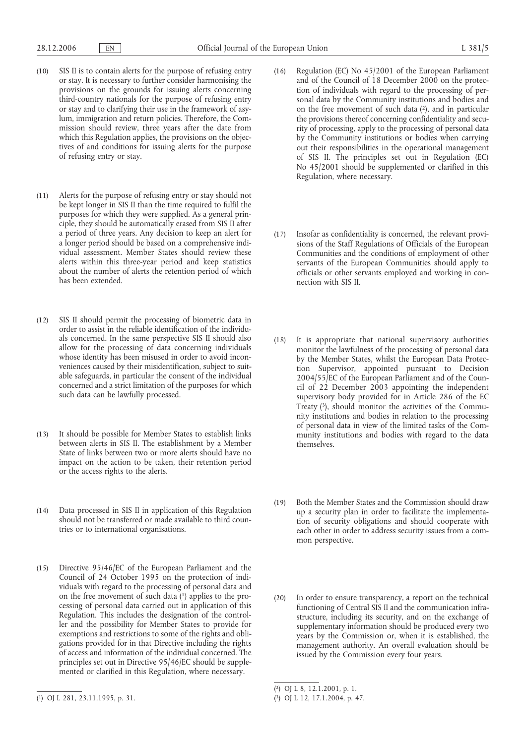(10) SIS II is to contain alerts for the purpose of refusing entry or stay. It is necessary to further consider harmonising the provisions on the grounds for issuing alerts concerning third-country nationals for the purpose of refusing entry or stay and to clarifying their use in the framework of asylum, immigration and return policies. Therefore, the Commission should review, three years after the date from which this Regulation applies, the provisions on the objectives of and conditions for issuing alerts for the purpose of refusing entry or stay.

(11) Alerts for the purpose of refusing entry or stay should not be kept longer in SIS II than the time required to fulfil the purposes for which they were supplied. As a general principle, they should be automatically erased from SIS II after a period of three years. Any decision to keep an alert for a longer period should be based on a comprehensive individual assessment. Member States should review these alerts within this three-year period and keep statistics about the number of alerts the retention period of which has been extended.

(12) SIS II should permit the processing of biometric data in order to assist in the reliable identification of the individuals concerned. In the same perspective SIS II should also allow for the processing of data concerning individuals whose identity has been misused in order to avoid inconveniences caused by their misidentification, subject to suitable safeguards, in particular the consent of the individual concerned and a strict limitation of the purposes for which such data can be lawfully processed.

(13) It should be possible for Member States to establish links between alerts in SIS II. The establishment by a Member State of links between two or more alerts should have no impact on the action to be taken, their retention period or the access rights to the alerts.

(14) Data processed in SIS II in application of this Regulation should not be transferred or made available to third countries or to international organisations.

(15) Directive 95/46/EC of the European Parliament and the Council of 24 October 1995 on the protection of individuals with regard to the processing of personal data and on the free movement of such data [1] applies to the processing of personal data carried out in application of this Regulation. This includes the designation of the controller and the possibility for Member States to provide for exemptions and restrictions to some of the rights and obligations provided for in that Directive including the rights of access and information of the individual concerned. The principles set out in Directive 95/46/EC should be supplemented or clarified in this Regulation, where necessary.

(16) Regulation (EC) No 45/2001 of the European Parliament and of the Council of 18 December 2000 on the protection of individuals with regard to the processing of personal data by the Community institutions and bodies and on the free movement of such data [2], and in particular the provisions thereof concerning confidentiality and security of processing, apply to the processing of personal data by the Community institutions or bodies when carrying out their responsibilities in the operational management of SIS II. The principles set out in Regulation (EC) No 45/2001 should be supplemented or clarified in this Regulation, where necessary.

(17) Insofar as confidentiality is concerned, the relevant provisions of the Staff Regulations of Officials of the European Communities and the conditions of employment of other servants of the European Communities should apply to officials or other servants employed and working in connection with SIS II.

(18) It is appropriate that national supervisory authorities monitor the lawfulness of the processing of personal data by the Member States, whilst the European Data Protection Supervisor, appointed pursuant to Decision 2004/55/EC of the European Parliament and of the Council of 22 December 2003 appointing the independent supervisory body provided for in Article 286 of the EC Treaty [3], should monitor the activities of the Community institutions and bodies in relation to the processing of personal data in view of the limited tasks of the Community institutions and bodies with regard to the data themselves.

(19) Both the Member States and the Commission should draw up a security plan in order to facilitate the implementation of security obligations and should cooperate with each other in order to address security issues from a common perspective.

(20) In order to ensure transparency, a report on the technical functioning of Central SIS II and the communication infrastructure, including its security, and on the exchange of supplementary information should be produced every two years by the Commission or, when it is established, the management authority. An overall evaluation should be issued by the Commission every four years.

---

[1] OJ L 281, 23.11.1995, p. 31.

[2] OJ L 8, 12.1.2001, p. 1.

[3] OJ L 12, 17.1.2004, p. 47.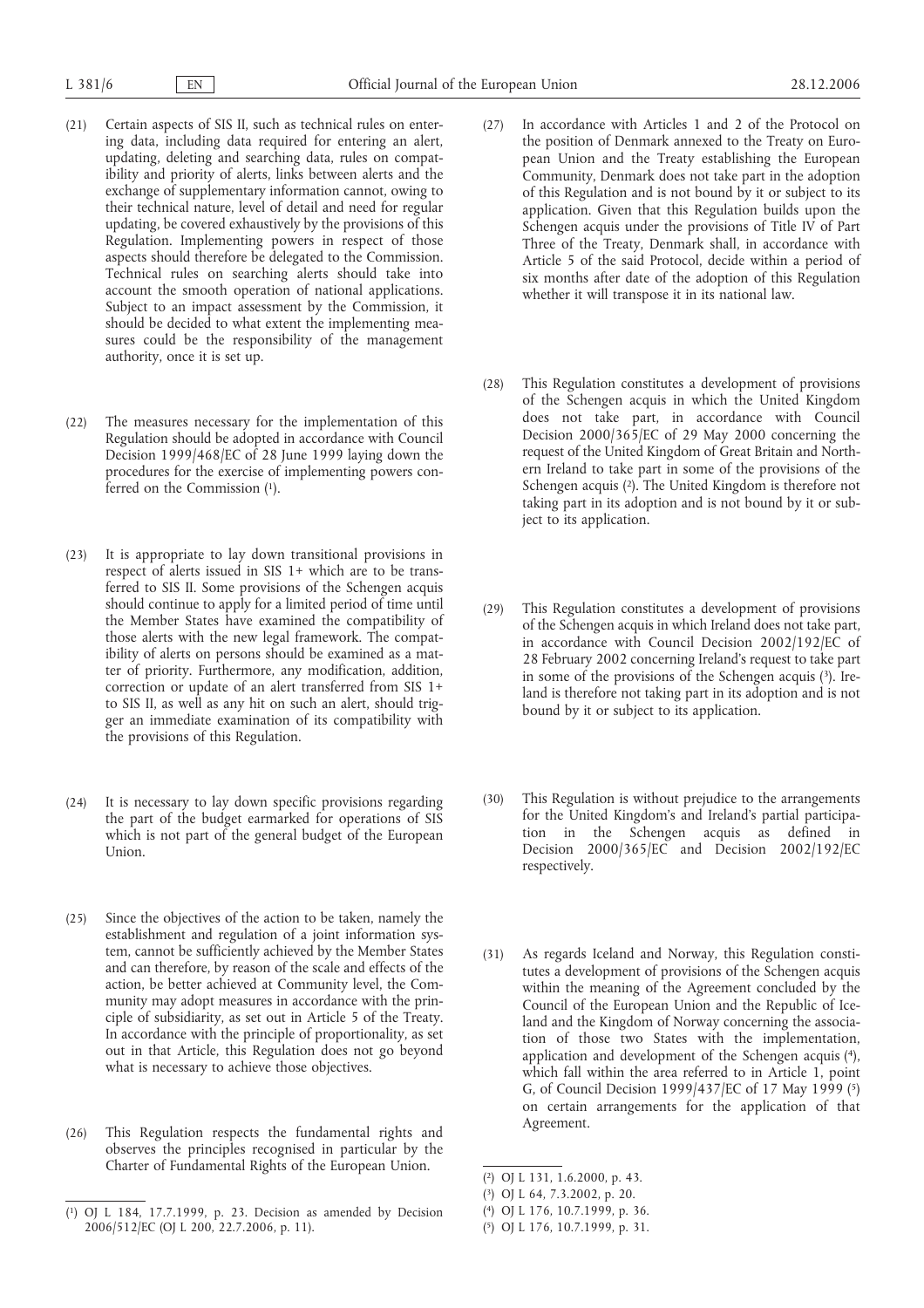(21) Certain aspects of SIS II, such as technical rules on entering data, including data required for entering an alert, updating, deleting and searching data, rules on compatibility and priority of alerts, links between alerts and the exchange of supplementary information cannot, owing to their technical nature, level of detail and need for regular updating, be covered exhaustively by the provisions of this Regulation. Implementing powers in respect of those aspects should therefore be delegated to the Commission. Technical rules on searching alerts should take into account the smooth operation of national applications. Subject to an impact assessment by the Commission, it should be decided to what extent the implementing measures could be the responsibility of the management authority, once it is set up.

(22) The measures necessary for the implementation of this Regulation should be adopted in accordance with Council Decision 1999/468/EC of 28 June 1999 laying down the procedures for the exercise of implementing powers conferred on the Commission [1].

(23) It is appropriate to lay down transitional provisions in respect of alerts issued in SIS 1+ which are to be transferred to SIS II. Some provisions of the Schengen acquis should continue to apply for a limited period of time until the Member States have examined the compatibility of those alerts with the new legal framework. The compatibility of alerts on persons should be examined as a matter of priority. Furthermore, any modification, addition, correction or update of an alert transferred from SIS 1+ to SIS II, as well as any hit on such an alert, should trigger an immediate examination of its compatibility with the provisions of this Regulation.

(24) It is necessary to lay down specific provisions regarding the part of the budget earmarked for operations of SIS which is not part of the general budget of the European Union.

(25) Since the objectives of the action to be taken, namely the establishment and regulation of a joint information system, cannot be sufficiently achieved by the Member States and can therefore, by reason of the scale and effects of the action, be better achieved at Community level, the Community may adopt measures in accordance with the principle of subsidiarity, as set out in Article 5 of the Treaty. In accordance with the principle of proportionality, as set out in that Article, this Regulation does not go beyond what is necessary to achieve those objectives.

(26) This Regulation respects the fundamental rights and observes the principles recognised in particular by the Charter of Fundamental Rights of the European Union.

(27) In accordance with Articles 1 and 2 of the Protocol on the position of Denmark annexed to the Treaty on European Union and the Treaty establishing the European Community, Denmark does not take part in the adoption of this Regulation and is not bound by it or subject to its application. Given that this Regulation builds upon the Schengen acquis under the provisions of Title IV of Part Three of the Treaty, Denmark shall, in accordance with Article 5 of the said Protocol, decide within a period of six months after date of the adoption of this Regulation whether it will transpose it in its national law.

(28) This Regulation constitutes a development of provisions of the Schengen acquis in which the United Kingdom does not take part, in accordance with Council Decision 2000/365/EC of 29 May 2000 concerning the request of the United Kingdom of Great Britain and Northern Ireland to take part in some of the provisions of the Schengen acquis [2]. The United Kingdom is therefore not taking part in its adoption and is not bound by it or subject to its application.

(29) This Regulation constitutes a development of provisions of the Schengen acquis in which Ireland does not take part, in accordance with Council Decision 2002/192/EC of 28 February 2002 concerning Ireland's request to take part in some of the provisions of the Schengen acquis [3]. Ireland is therefore not taking part in its adoption and is not bound by it or subject to its application.

(30) This Regulation is without prejudice to the arrangements for the United Kingdom's and Ireland's partial participation in the Schengen acquis as defined in Decision 2000/365/EC and Decision 2002/192/EC respectively.

(31) As regards Iceland and Norway, this Regulation constitutes a development of provisions of the Schengen acquis within the meaning of the Agreement concluded by the Council of the European Union and the Republic of Iceland and the Kingdom of Norway concerning the association of those two States with the implementation, application and development of the Schengen acquis [4], which fall within the area referred to in Article 1, point G, of Council Decision 1999/437/EC of 17 May 1999 [5] on certain arrangements for the application of that Agreement.

---

[1] OJ L 184, 17.7.1999, p. 23. Decision as amended by Decision 2006/512/EC (OJ L 200, 22.7.2006, p. 11).

[2] OJ L 131, 1.6.2000, p. 43.

[3] OJ L 64, 7.3.2002, p. 20.

[4] OJ L 176, 10.7.1999, p. 36.

[5] OJ L 176, 10.7.1999, p. 31.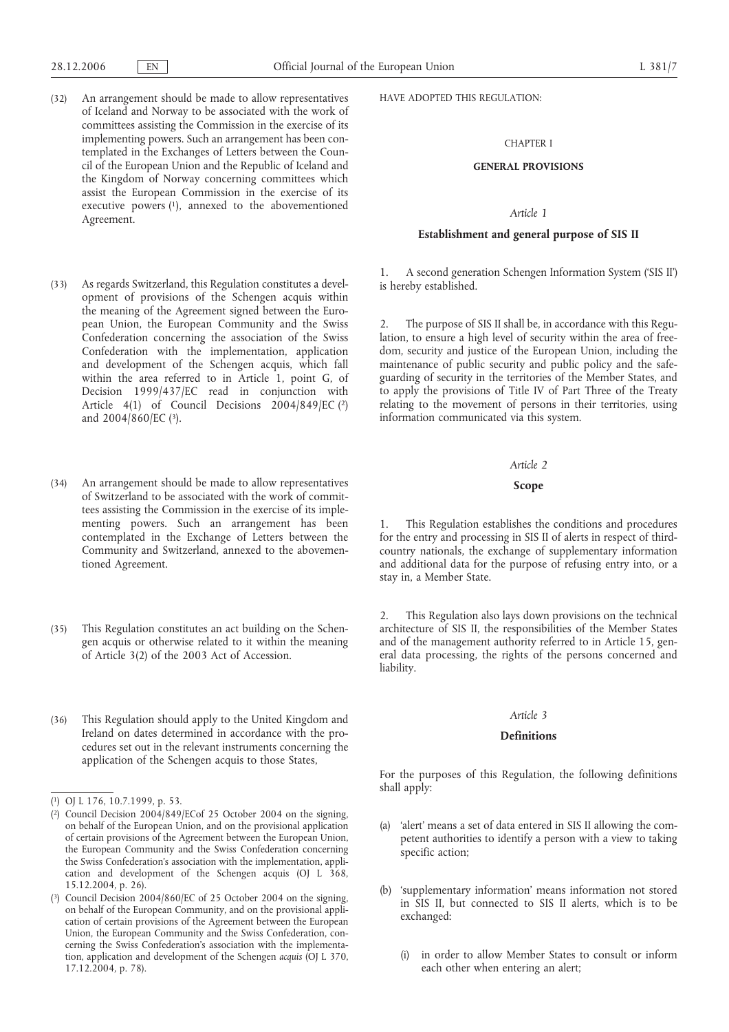(32) An arrangement should be made to allow representatives of Iceland and Norway to be associated with the work of committees assisting the Commission in the exercise of its implementing powers. Such an arrangement has been contemplated in the Exchanges of Letters between the Council of the European Union and the Republic of Iceland and the Kingdom of Norway concerning committees which assist the European Commission in the exercise of its executive powers [1], annexed to the abovementioned Agreement.

(33) As regards Switzerland, this Regulation constitutes a development of provisions of the Schengen acquis within the meaning of the Agreement signed between the European Union, the European Community and the Swiss Confederation concerning the association of the Swiss Confederation with the implementation, application and development of the Schengen acquis, which fall within the area referred to in Article 1, point G, of Decision 1999/437/EC read in conjunction with Article 4(1) of Council Decisions 2004/849/EC [2] and 2004/860/EC [3].

(34) An arrangement should be made to allow representatives of Switzerland to be associated with the work of committees assisting the Commission in the exercise of its implementing powers. Such an arrangement has been contemplated in the Exchange of Letters between the Community and Switzerland, annexed to the abovementioned Agreement.

(35) This Regulation constitutes an act building on the Schengen acquis or otherwise related to it within the meaning of Article 3(2) of the 2003 Act of Accession.

(36) This Regulation should apply to the United Kingdom and Ireland on dates determined in accordance with the procedures set out in the relevant instruments concerning the application of the Schengen acquis to those States,

HAVE ADOPTED THIS REGULATION:

## CHAPTER I

## GENERAL PROVISIONS

### *Article 1*

### Establishment and general purpose of SIS II

1. A second generation Schengen Information System ('SIS II') is hereby established.

2. The purpose of SIS II shall be, in accordance with this Regulation, to ensure a high level of security within the area of freedom, security and justice of the European Union, including the maintenance of public security and public policy and the safeguarding of security in the territories of the Member States, and to apply the provisions of Title IV of Part Three of the Treaty relating to the movement of persons in their territories, using information communicated via this system.

### *Article 2*

### Scope

1. This Regulation establishes the conditions and procedures for the entry and processing in SIS II of alerts in respect of third-country nationals, the exchange of supplementary information and additional data for the purpose of refusing entry into, or a stay in, a Member State.

2. This Regulation also lays down provisions on the technical architecture of SIS II, the responsibilities of the Member States and of the management authority referred to in Article 15, general data processing, the rights of the persons concerned and liability.

### *Article 3*

### Definitions

For the purposes of this Regulation, the following definitions shall apply:

(a) 'alert' means a set of data entered in SIS II allowing the competent authorities to identify a person with a view to taking specific action;

(b) 'supplementary information' means information not stored in SIS II, but connected to SIS II alerts, which is to be exchanged:

(i) in order to allow Member States to consult or inform each other when entering an alert;

---

[1] OJ L 176, 10.7.1999, p. 53.

[2] Council Decision 2004/849/ECof 25 October 2004 on the signing, on behalf of the European Union, and on the provisional application of certain provisions of the Agreement between the European Union, the European Community and the Swiss Confederation concerning the Swiss Confederation's association with the implementation, application and development of the Schengen acquis (OJ L 368, 15.12.2004, p. 26).

[3] Council Decision 2004/860/EC of 25 October 2004 on the signing, on behalf of the European Community, and on the provisional application of certain provisions of the Agreement between the European Union, the European Community and the Swiss Confederation, concerning the Swiss Confederation's association with the implementation, application and development of the Schengen *acquis* (OJ L 370, 17.12.2004, p. 78).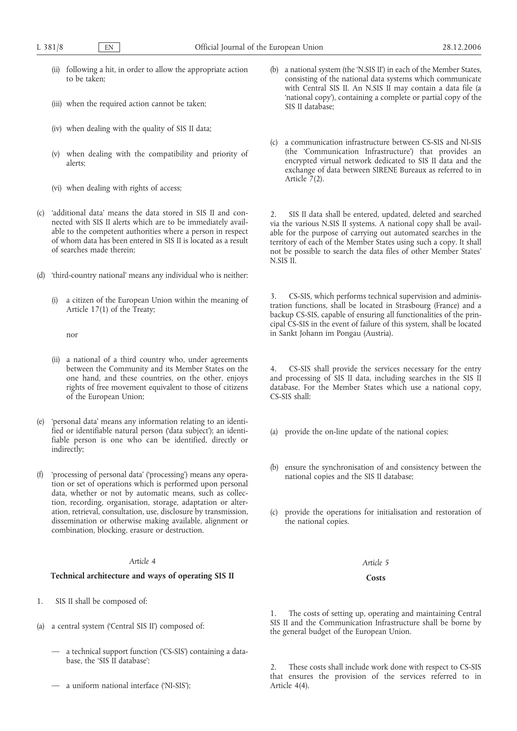(ii) following a hit, in order to allow the appropriate action to be taken;

(iii) when the required action cannot be taken;

(iv) when dealing with the quality of SIS II data;

(v) when dealing with the compatibility and priority of alerts;

(vi) when dealing with rights of access;

(c) 'additional data' means the data stored in SIS II and connected with SIS II alerts which are to be immediately available to the competent authorities where a person in respect of whom data has been entered in SIS II is located as a result of searches made therein;

(d) 'third-country national' means any individual who is neither:

(i) a citizen of the European Union within the meaning of Article 17(1) of the Treaty;

nor

(ii) a national of a third country who, under agreements between the Community and its Member States on the one hand, and these countries, on the other, enjoys rights of free movement equivalent to those of citizens of the European Union;

(e) 'personal data' means any information relating to an identified or identifiable natural person ('data subject'); an identifiable person is one who can be identified, directly or indirectly;

(f) 'processing of personal data' ('processing') means any operation or set of operations which is performed upon personal data, whether or not by automatic means, such as collection, recording, organisation, storage, adaptation or alteration, retrieval, consultation, use, disclosure by transmission, dissemination or otherwise making available, alignment or combination, blocking, erasure or destruction.

*Article 4*

**Technical architecture and ways of operating SIS II**

1. SIS II shall be composed of:

(a) a central system ('Central SIS II') composed of:

— a technical support function ('CS-SIS') containing a database, the 'SIS II database';

— a uniform national interface ('NI-SIS');

(b) a national system (the 'N.SIS II') in each of the Member States, consisting of the national data systems which communicate with Central SIS II. An N.SIS II may contain a data file (a 'national copy'), containing a complete or partial copy of the SIS II database;

(c) a communication infrastructure between CS-SIS and NI-SIS (the 'Communication Infrastructure') that provides an encrypted virtual network dedicated to SIS II data and the exchange of data between SIRENE Bureaux as referred to in Article 7(2).

2. SIS II data shall be entered, updated, deleted and searched via the various N.SIS II systems. A national copy shall be available for the purpose of carrying out automated searches in the territory of each of the Member States using such a copy. It shall not be possible to search the data files of other Member States' N.SIS II.

3. CS-SIS, which performs technical supervision and administration functions, shall be located in Strasbourg (France) and a backup CS-SIS, capable of ensuring all functionalities of the principal CS-SIS in the event of failure of this system, shall be located in Sankt Johann im Pongau (Austria).

4. CS-SIS shall provide the services necessary for the entry and processing of SIS II data, including searches in the SIS II database. For the Member States which use a national copy, CS-SIS shall:

(a) provide the on-line update of the national copies;

(b) ensure the synchronisation of and consistency between the national copies and the SIS II database;

(c) provide the operations for initialisation and restoration of the national copies.

*Article 5*

**Costs**

1. The costs of setting up, operating and maintaining Central SIS II and the Communication Infrastructure shall be borne by the general budget of the European Union.

2. These costs shall include work done with respect to CS-SIS that ensures the provision of the services referred to in Article 4(4).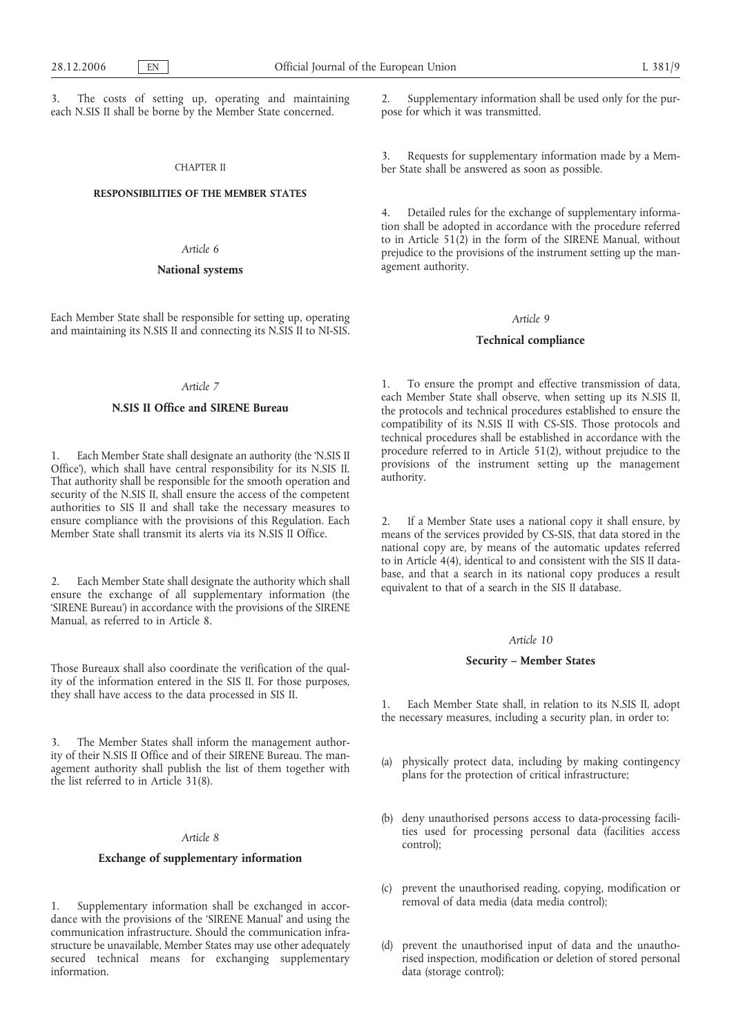3. The costs of setting up, operating and maintaining each N.SIS II shall be borne by the Member State concerned.

CHAPTER II

**RESPONSIBILITIES OF THE MEMBER STATES**

*Article 6*

**National systems**

Each Member State shall be responsible for setting up, operating and maintaining its N.SIS II and connecting its N.SIS II to NI-SIS.

*Article 7*

**N.SIS II Office and SIRENE Bureau**

1. Each Member State shall designate an authority (the 'N.SIS II Office'), which shall have central responsibility for its N.SIS II. That authority shall be responsible for the smooth operation and security of the N.SIS II, shall ensure the access of the competent authorities to SIS II and shall take the necessary measures to ensure compliance with the provisions of this Regulation. Each Member State shall transmit its alerts via its N.SIS II Office.

2. Each Member State shall designate the authority which shall ensure the exchange of all supplementary information (the 'SIRENE Bureau') in accordance with the provisions of the SIRENE Manual, as referred to in Article 8.

Those Bureaux shall also coordinate the verification of the quality of the information entered in the SIS II. For those purposes, they shall have access to the data processed in SIS II.

3. The Member States shall inform the management authority of their N.SIS II Office and of their SIRENE Bureau. The management authority shall publish the list of them together with the list referred to in Article 31(8).

*Article 8*

**Exchange of supplementary information**

1. Supplementary information shall be exchanged in accordance with the provisions of the 'SIRENE Manual' and using the communication infrastructure. Should the communication infrastructure be unavailable, Member States may use other adequately secured technical means for exchanging supplementary information.

2. Supplementary information shall be used only for the purpose for which it was transmitted.

3. Requests for supplementary information made by a Member State shall be answered as soon as possible.

4. Detailed rules for the exchange of supplementary information shall be adopted in accordance with the procedure referred to in Article 51(2) in the form of the SIRENE Manual, without prejudice to the provisions of the instrument setting up the management authority.

*Article 9*

**Technical compliance**

1. To ensure the prompt and effective transmission of data, each Member State shall observe, when setting up its N.SIS II, the protocols and technical procedures established to ensure the compatibility of its N.SIS II with CS-SIS. Those protocols and technical procedures shall be established in accordance with the procedure referred to in Article 51(2), without prejudice to the provisions of the instrument setting up the management authority.

2. If a Member State uses a national copy it shall ensure, by means of the services provided by CS-SIS, that data stored in the national copy are, by means of the automatic updates referred to in Article 4(4), identical to and consistent with the SIS II database, and that a search in its national copy produces a result equivalent to that of a search in the SIS II database.

*Article 10*

**Security – Member States**

1. Each Member State shall, in relation to its N.SIS II, adopt the necessary measures, including a security plan, in order to:

(a) physically protect data, including by making contingency plans for the protection of critical infrastructure;

(b) deny unauthorised persons access to data-processing facilities used for processing personal data (facilities access control);

(c) prevent the unauthorised reading, copying, modification or removal of data media (data media control);

(d) prevent the unauthorised input of data and the unauthorised inspection, modification or deletion of stored personal data (storage control);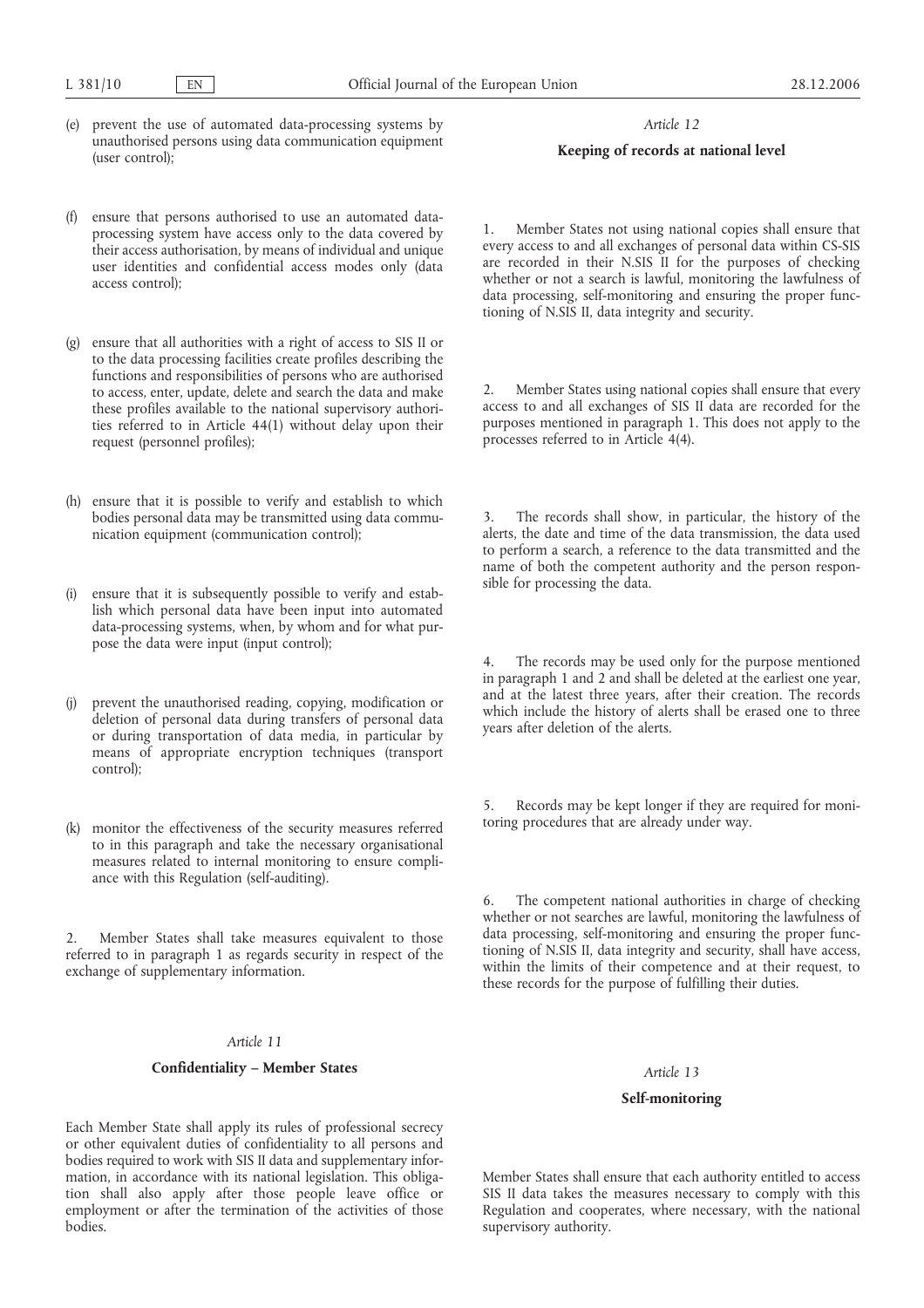(e) prevent the use of automated data-processing systems by unauthorised persons using data communication equipment (user control);

(f) ensure that persons authorised to use an automated data-processing system have access only to the data covered by their access authorisation, by means of individual and unique user identities and confidential access modes only (data access control);

(g) ensure that all authorities with a right of access to SIS II or to the data processing facilities create profiles describing the functions and responsibilities of persons who are authorised to access, enter, update, delete and search the data and make these profiles available to the national supervisory authorities referred to in Article 44(1) without delay upon their request (personnel profiles);

(h) ensure that it is possible to verify and establish to which bodies personal data may be transmitted using data communication equipment (communication control);

(i) ensure that it is subsequently possible to verify and establish which personal data have been input into automated data-processing systems, when, by whom and for what purpose the data were input (input control);

(j) prevent the unauthorised reading, copying, modification or deletion of personal data during transfers of personal data or during transportation of data media, in particular by means of appropriate encryption techniques (transport control);

(k) monitor the effectiveness of the security measures referred to in this paragraph and take the necessary organisational measures related to internal monitoring to ensure compliance with this Regulation (self-auditing).

2. Member States shall take measures equivalent to those referred to in paragraph 1 as regards security in respect of the exchange of supplementary information.

*Article 11*

**Confidentiality – Member States**

Each Member State shall apply its rules of professional secrecy or other equivalent duties of confidentiality to all persons and bodies required to work with SIS II data and supplementary information, in accordance with its national legislation. This obligation shall also apply after those people leave office or employment or after the termination of the activities of those bodies.

*Article 12*

**Keeping of records at national level**

1. Member States not using national copies shall ensure that every access to and all exchanges of personal data within CS-SIS are recorded in their N.SIS II for the purposes of checking whether or not a search is lawful, monitoring the lawfulness of data processing, self-monitoring and ensuring the proper functioning of N.SIS II, data integrity and security.

2. Member States using national copies shall ensure that every access to and all exchanges of SIS II data are recorded for the purposes mentioned in paragraph 1. This does not apply to the processes referred to in Article 4(4).

3. The records shall show, in particular, the history of the alerts, the date and time of the data transmission, the data used to perform a search, a reference to the data transmitted and the name of both the competent authority and the person responsible for processing the data.

4. The records may be used only for the purpose mentioned in paragraph 1 and 2 and shall be deleted at the earliest one year, and at the latest three years, after their creation. The records which include the history of alerts shall be erased one to three years after deletion of the alerts.

5. Records may be kept longer if they are required for monitoring procedures that are already under way.

6. The competent national authorities in charge of checking whether or not searches are lawful, monitoring the lawfulness of data processing, self-monitoring and ensuring the proper functioning of N.SIS II, data integrity and security, shall have access, within the limits of their competence and at their request, to these records for the purpose of fulfilling their duties.

*Article 13*

**Self-monitoring**

Member States shall ensure that each authority entitled to access SIS II data takes the measures necessary to comply with this Regulation and cooperates, where necessary, with the national supervisory authority.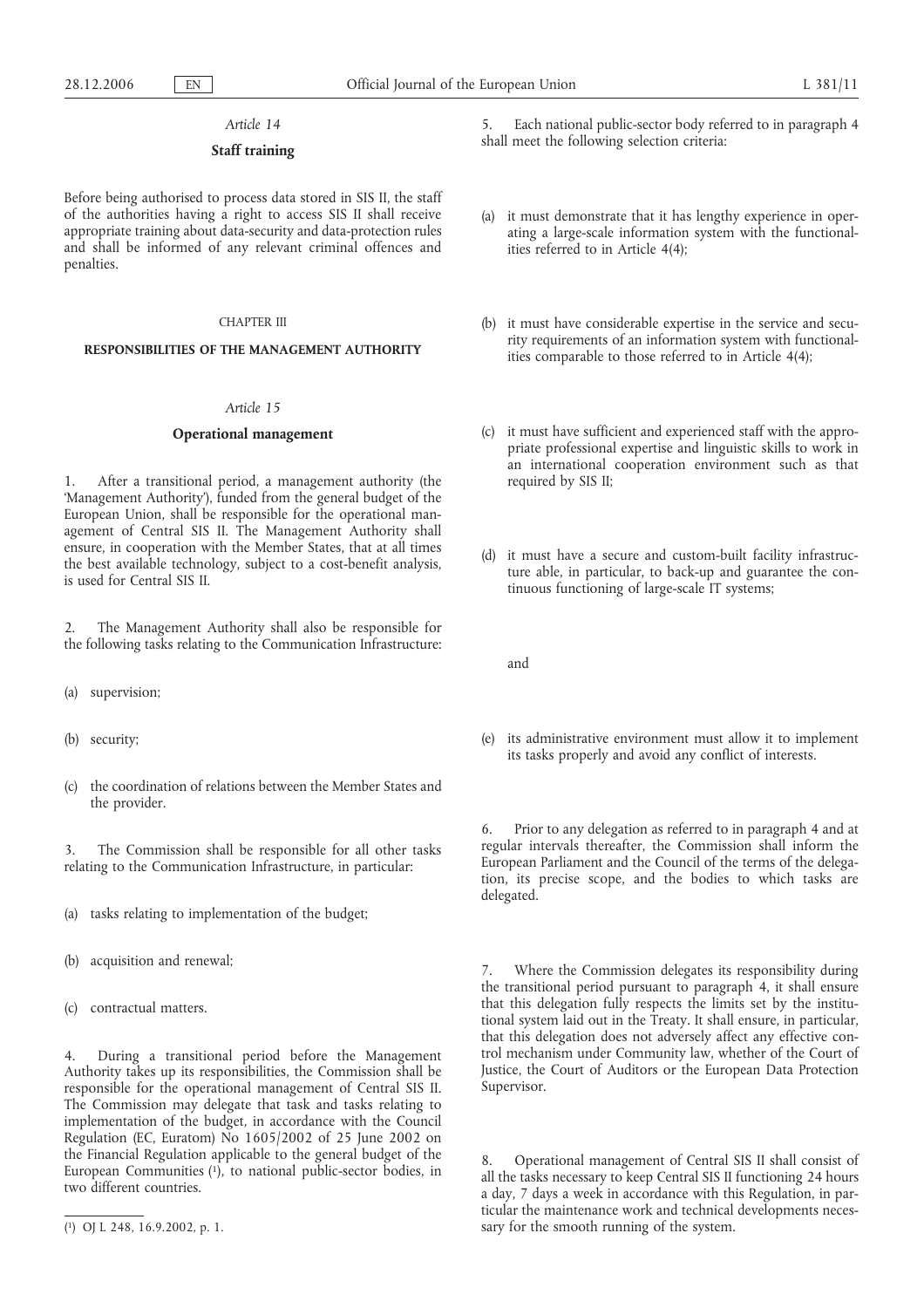*Article 14*

**Staff training**

Before being authorised to process data stored in SIS II, the staff of the authorities having a right to access SIS II shall receive appropriate training about data-security and data-protection rules and shall be informed of any relevant criminal offences and penalties.

CHAPTER III

**RESPONSIBILITIES OF THE MANAGEMENT AUTHORITY**

*Article 15*

**Operational management**

1. After a transitional period, a management authority (the 'Management Authority'), funded from the general budget of the European Union, shall be responsible for the operational management of Central SIS II. The Management Authority shall ensure, in cooperation with the Member States, that at all times the best available technology, subject to a cost-benefit analysis, is used for Central SIS II.

2. The Management Authority shall also be responsible for the following tasks relating to the Communication Infrastructure:

(a) supervision;

(b) security;

(c) the coordination of relations between the Member States and the provider.

3. The Commission shall be responsible for all other tasks relating to the Communication Infrastructure, in particular:

(a) tasks relating to implementation of the budget;

(b) acquisition and renewal;

(c) contractual matters.

4. During a transitional period before the Management Authority takes up its responsibilities, the Commission shall be responsible for the operational management of Central SIS II. The Commission may delegate that task and tasks relating to implementation of the budget, in accordance with the Council Regulation (EC, Euratom) No 1605/2002 of 25 June 2002 on the Financial Regulation applicable to the general budget of the European Communities [1], to national public-sector bodies, in two different countries.

5. Each national public-sector body referred to in paragraph 4 shall meet the following selection criteria:

(a) it must demonstrate that it has lengthy experience in operating a large-scale information system with the functionalities referred to in Article 4(4);

(b) it must have considerable expertise in the service and security requirements of an information system with functionalities comparable to those referred to in Article 4(4);

(c) it must have sufficient and experienced staff with the appropriate professional expertise and linguistic skills to work in an international cooperation environment such as that required by SIS II;

(d) it must have a secure and custom-built facility infrastructure able, in particular, to back-up and guarantee the continuous functioning of large-scale IT systems;

and

(e) its administrative environment must allow it to implement its tasks properly and avoid any conflict of interests.

6. Prior to any delegation as referred to in paragraph 4 and at regular intervals thereafter, the Commission shall inform the European Parliament and the Council of the terms of the delegation, its precise scope, and the bodies to which tasks are delegated.

7. Where the Commission delegates its responsibility during the transitional period pursuant to paragraph 4, it shall ensure that this delegation fully respects the limits set by the institutional system laid out in the Treaty. It shall ensure, in particular, that this delegation does not adversely affect any effective control mechanism under Community law, whether of the Court of Justice, the Court of Auditors or the European Data Protection Supervisor.

8. Operational management of Central SIS II shall consist of all the tasks necessary to keep Central SIS II functioning 24 hours a day, 7 days a week in accordance with this Regulation, in particular the maintenance work and technical developments necessary for the smooth running of the system.

[1] OJ L 248, 16.9.2002, p. 1.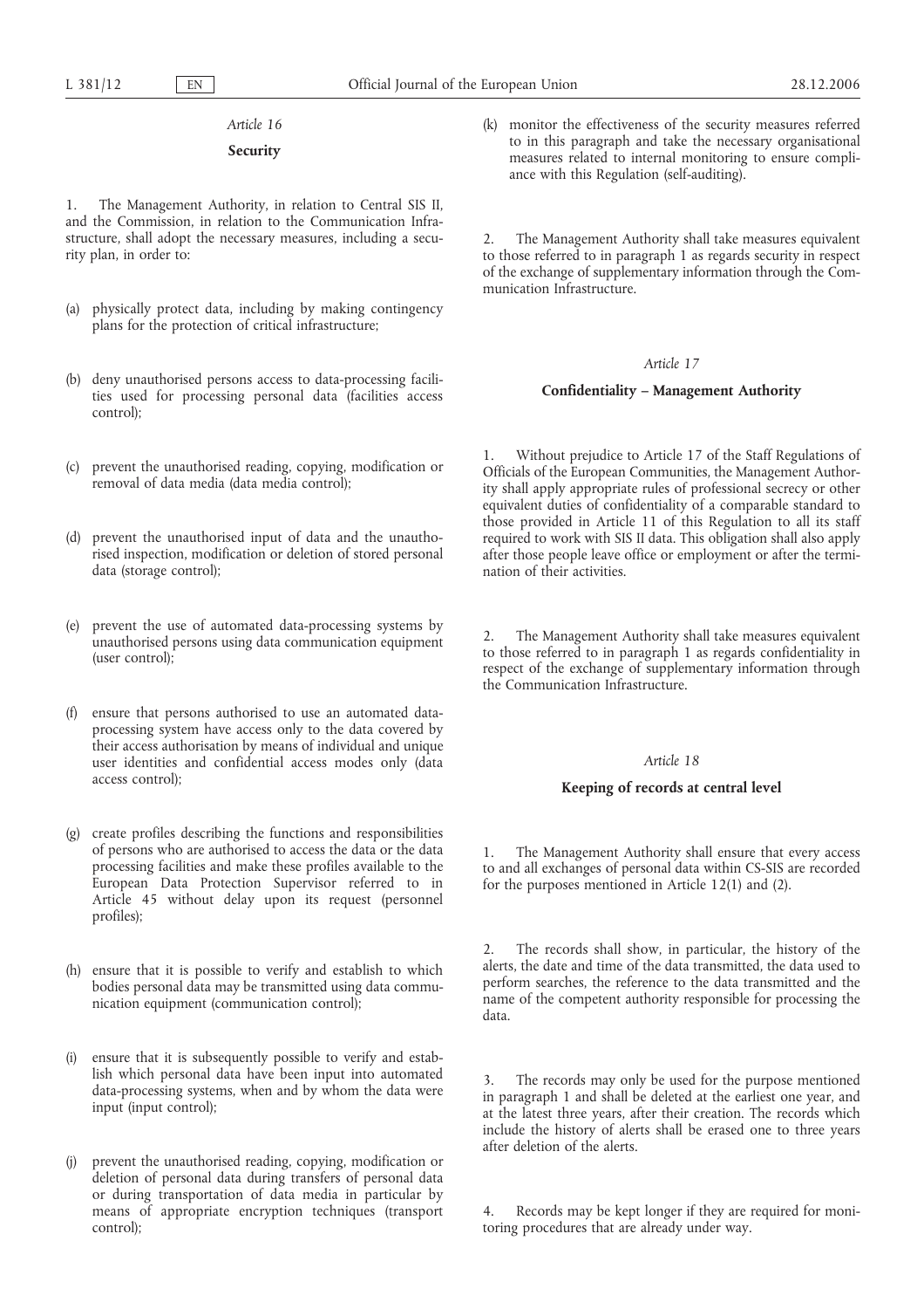*Article 16*

**Security**

1. The Management Authority, in relation to Central SIS II, and the Commission, in relation to the Communication Infrastructure, shall adopt the necessary measures, including a security plan, in order to:

(a) physically protect data, including by making contingency plans for the protection of critical infrastructure;

(b) deny unauthorised persons access to data-processing facilities used for processing personal data (facilities access control);

(c) prevent the unauthorised reading, copying, modification or removal of data media (data media control);

(d) prevent the unauthorised input of data and the unauthorised inspection, modification or deletion of stored personal data (storage control);

(e) prevent the use of automated data-processing systems by unauthorised persons using data communication equipment (user control);

(f) ensure that persons authorised to use an automated data-processing system have access only to the data covered by their access authorisation by means of individual and unique user identities and confidential access modes only (data access control);

(g) create profiles describing the functions and responsibilities of persons who are authorised to access the data or the data processing facilities and make these profiles available to the European Data Protection Supervisor referred to in Article 45 without delay upon its request (personnel profiles);

(h) ensure that it is possible to verify and establish to which bodies personal data may be transmitted using data communication equipment (communication control);

(i) ensure that it is subsequently possible to verify and establish which personal data have been input into automated data-processing systems, when and by whom the data were input (input control);

(j) prevent the unauthorised reading, copying, modification or deletion of personal data during transfers of personal data or during transportation of data media in particular by means of appropriate encryption techniques (transport control);

(k) monitor the effectiveness of the security measures referred to in this paragraph and take the necessary organisational measures related to internal monitoring to ensure compliance with this Regulation (self-auditing).

2. The Management Authority shall take measures equivalent to those referred to in paragraph 1 as regards security in respect of the exchange of supplementary information through the Communication Infrastructure.

*Article 17*

**Confidentiality – Management Authority**

1. Without prejudice to Article 17 of the Staff Regulations of Officials of the European Communities, the Management Authority shall apply appropriate rules of professional secrecy or other equivalent duties of confidentiality of a comparable standard to those provided in Article 11 of this Regulation to all its staff required to work with SIS II data. This obligation shall also apply after those people leave office or employment or after the termination of their activities.

2. The Management Authority shall take measures equivalent to those referred to in paragraph 1 as regards confidentiality in respect of the exchange of supplementary information through the Communication Infrastructure.

*Article 18*

**Keeping of records at central level**

1. The Management Authority shall ensure that every access to and all exchanges of personal data within CS-SIS are recorded for the purposes mentioned in Article 12(1) and (2).

2. The records shall show, in particular, the history of the alerts, the date and time of the data transmitted, the data used to perform searches, the reference to the data transmitted and the name of the competent authority responsible for processing the data.

3. The records may only be used for the purpose mentioned in paragraph 1 and shall be deleted at the earliest one year, and at the latest three years, after their creation. The records which include the history of alerts shall be erased one to three years after deletion of the alerts.

4. Records may be kept longer if they are required for monitoring procedures that are already under way.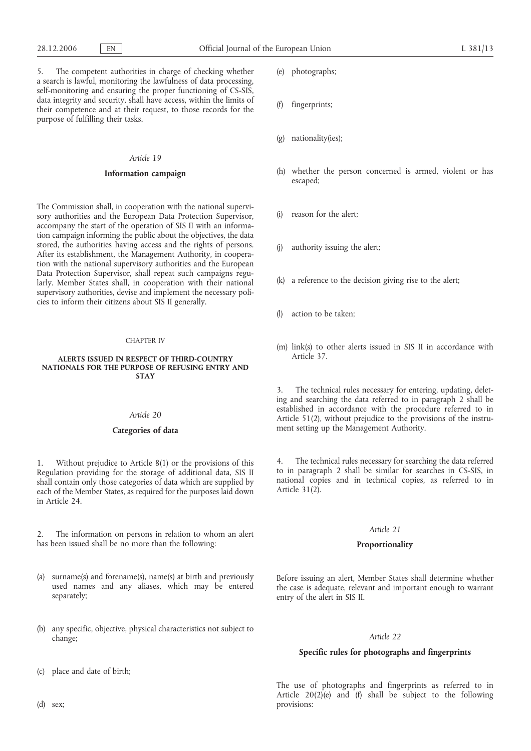5. The competent authorities in charge of checking whether a search is lawful, monitoring the lawfulness of data processing, self-monitoring and ensuring the proper functioning of CS-SIS, data integrity and security, shall have access, within the limits of their competence and at their request, to those records for the purpose of fulfilling their tasks.

*Article 19*

**Information campaign**

The Commission shall, in cooperation with the national supervisory authorities and the European Data Protection Supervisor, accompany the start of the operation of SIS II with an information campaign informing the public about the objectives, the data stored, the authorities having access and the rights of persons. After its establishment, the Management Authority, in cooperation with the national supervisory authorities and the European Data Protection Supervisor, shall repeat such campaigns regularly. Member States shall, in cooperation with their national supervisory authorities, devise and implement the necessary policies to inform their citizens about SIS II generally.

CHAPTER IV

**ALERTS ISSUED IN RESPECT OF THIRD-COUNTRY NATIONALS FOR THE PURPOSE OF REFUSING ENTRY AND STAY**

*Article 20*

**Categories of data**

1. Without prejudice to Article 8(1) or the provisions of this Regulation providing for the storage of additional data, SIS II shall contain only those categories of data which are supplied by each of the Member States, as required for the purposes laid down in Article 24.

2. The information on persons in relation to whom an alert has been issued shall be no more than the following:

(a) surname(s) and forename(s), name(s) at birth and previously used names and any aliases, which may be entered separately;

(b) any specific, objective, physical characteristics not subject to change;

(c) place and date of birth;

(d) sex;

(e) photographs;

(f) fingerprints;

(g) nationality(ies);

(h) whether the person concerned is armed, violent or has escaped;

(i) reason for the alert;

(j) authority issuing the alert;

(k) a reference to the decision giving rise to the alert;

(l) action to be taken;

(m) link(s) to other alerts issued in SIS II in accordance with Article 37.

3. The technical rules necessary for entering, updating, deleting and searching the data referred to in paragraph 2 shall be established in accordance with the procedure referred to in Article 51(2), without prejudice to the provisions of the instrument setting up the Management Authority.

4. The technical rules necessary for searching the data referred to in paragraph 2 shall be similar for searches in CS-SIS, in national copies and in technical copies, as referred to in Article 31(2).

*Article 21*

**Proportionality**

Before issuing an alert, Member States shall determine whether the case is adequate, relevant and important enough to warrant entry of the alert in SIS II.

*Article 22*

**Specific rules for photographs and fingerprints**

The use of photographs and fingerprints as referred to in Article 20(2)(e) and (f) shall be subject to the following provisions: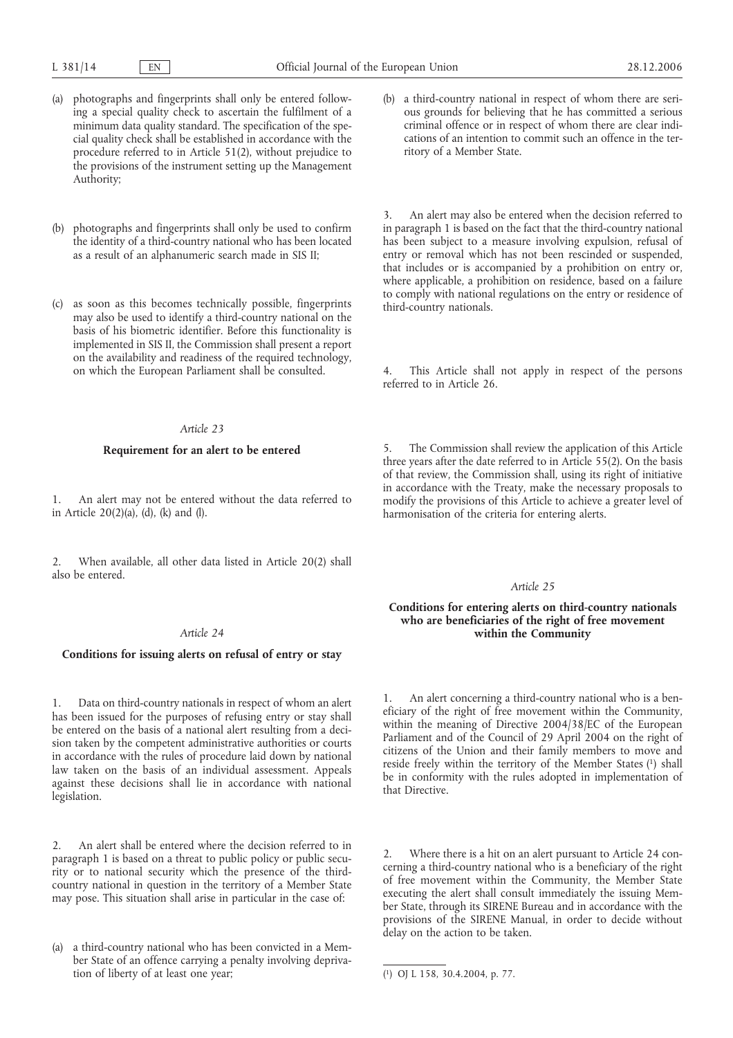(a) photographs and fingerprints shall only be entered following a special quality check to ascertain the fulfilment of a minimum data quality standard. The specification of the special quality check shall be established in accordance with the procedure referred to in Article 51(2), without prejudice to the provisions of the instrument setting up the Management Authority;

(b) photographs and fingerprints shall only be used to confirm the identity of a third-country national who has been located as a result of an alphanumeric search made in SIS II;

(c) as soon as this becomes technically possible, fingerprints may also be used to identify a third-country national on the basis of his biometric identifier. Before this functionality is implemented in SIS II, the Commission shall present a report on the availability and readiness of the required technology, on which the European Parliament shall be consulted.

*Article 23*

**Requirement for an alert to be entered**

1. An alert may not be entered without the data referred to in Article 20(2)(a), (d), (k) and (l).

2. When available, all other data listed in Article 20(2) shall also be entered.

*Article 24*

**Conditions for issuing alerts on refusal of entry or stay**

1. Data on third-country nationals in respect of whom an alert has been issued for the purposes of refusing entry or stay shall be entered on the basis of a national alert resulting from a decision taken by the competent administrative authorities or courts in accordance with the rules of procedure laid down by national law taken on the basis of an individual assessment. Appeals against these decisions shall lie in accordance with national legislation.

2. An alert shall be entered where the decision referred to in paragraph 1 is based on a threat to public policy or public security or to national security which the presence of the third-country national in question in the territory of a Member State may pose. This situation shall arise in particular in the case of:

(a) a third-country national who has been convicted in a Member State of an offence carrying a penalty involving deprivation of liberty of at least one year;

(b) a third-country national in respect of whom there are serious grounds for believing that he has committed a serious criminal offence or in respect of whom there are clear indications of an intention to commit such an offence in the territory of a Member State.

3. An alert may also be entered when the decision referred to in paragraph 1 is based on the fact that the third-country national has been subject to a measure involving expulsion, refusal of entry or removal which has not been rescinded or suspended, that includes or is accompanied by a prohibition on entry or, where applicable, a prohibition on residence, based on a failure to comply with national regulations on the entry or residence of third-country nationals.

4. This Article shall not apply in respect of the persons referred to in Article 26.

5. The Commission shall review the application of this Article three years after the date referred to in Article 55(2). On the basis of that review, the Commission shall, using its right of initiative in accordance with the Treaty, make the necessary proposals to modify the provisions of this Article to achieve a greater level of harmonisation of the criteria for entering alerts.

*Article 25*

**Conditions for entering alerts on third-country nationals who are beneficiaries of the right of free movement within the Community**

1. An alert concerning a third-country national who is a beneficiary of the right of free movement within the Community, within the meaning of Directive 2004/38/EC of the European Parliament and of the Council of 29 April 2004 on the right of citizens of the Union and their family members to move and reside freely within the territory of the Member States [1] shall be in conformity with the rules adopted in implementation of that Directive.

2. Where there is a hit on an alert pursuant to Article 24 concerning a third-country national who is a beneficiary of the right of free movement within the Community, the Member State executing the alert shall consult immediately the issuing Member State, through its SIRENE Bureau and in accordance with the provisions of the SIRENE Manual, in order to decide without delay on the action to be taken.

---

[1] OJ L 158, 30.4.2004, p. 77.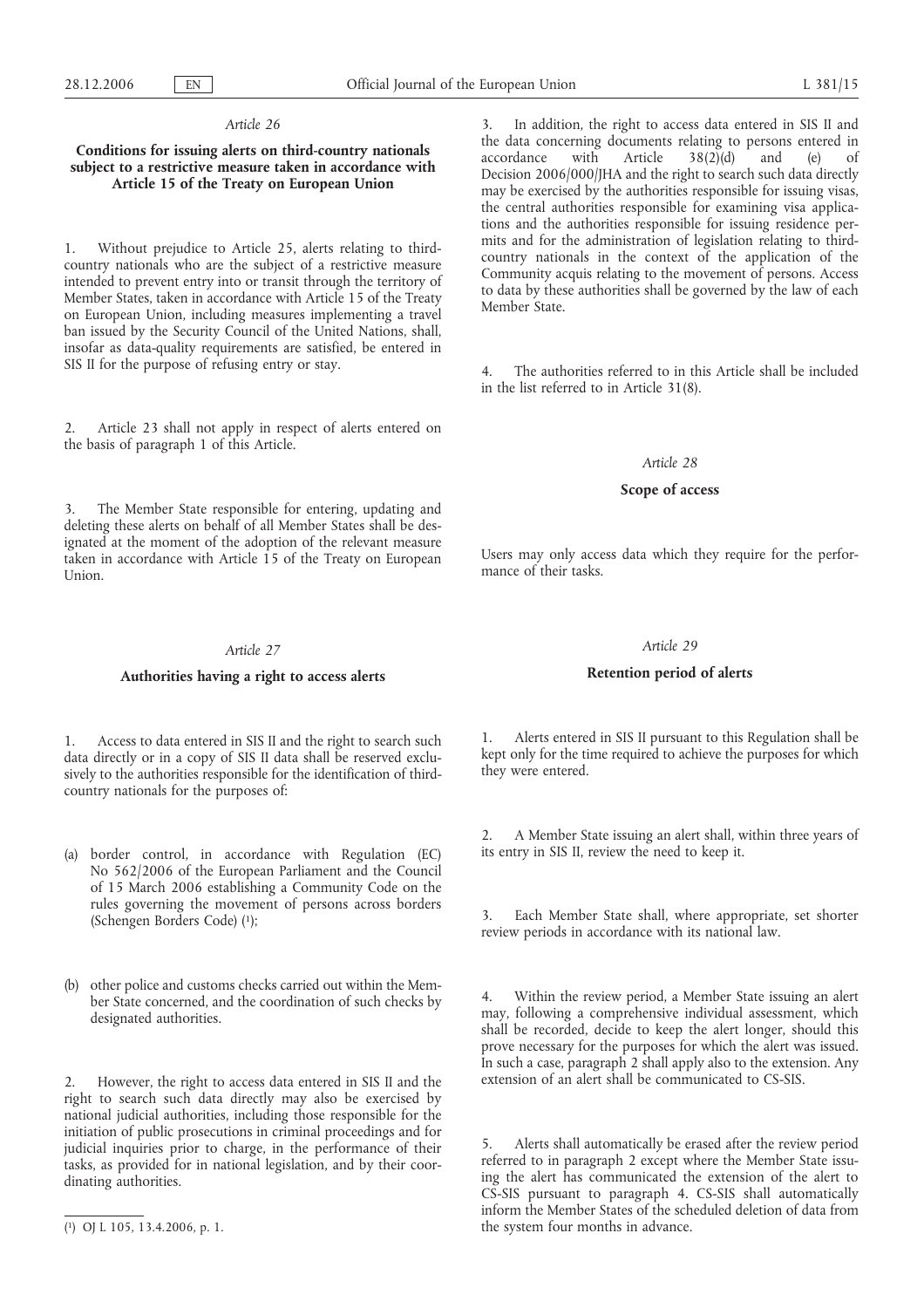*Article 26*

**Conditions for issuing alerts on third-country nationals subject to a restrictive measure taken in accordance with Article 15 of the Treaty on European Union**

1. Without prejudice to Article 25, alerts relating to third-country nationals who are the subject of a restrictive measure intended to prevent entry into or transit through the territory of Member States, taken in accordance with Article 15 of the Treaty on European Union, including measures implementing a travel ban issued by the Security Council of the United Nations, shall, insofar as data-quality requirements are satisfied, be entered in SIS II for the purpose of refusing entry or stay.

2. Article 23 shall not apply in respect of alerts entered on the basis of paragraph 1 of this Article.

3. The Member State responsible for entering, updating and deleting these alerts on behalf of all Member States shall be designated at the moment of the adoption of the relevant measure taken in accordance with Article 15 of the Treaty on European Union.

*Article 27*

**Authorities having a right to access alerts**

1. Access to data entered in SIS II and the right to search such data directly or in a copy of SIS II data shall be reserved exclusively to the authorities responsible for the identification of third-country nationals for the purposes of:

(a) border control, in accordance with Regulation (EC) No 562/2006 of the European Parliament and the Council of 15 March 2006 establishing a Community Code on the rules governing the movement of persons across borders (Schengen Borders Code) [1];

(b) other police and customs checks carried out within the Member State concerned, and the coordination of such checks by designated authorities.

2. However, the right to access data entered in SIS II and the right to search such data directly may also be exercised by national judicial authorities, including those responsible for the initiation of public prosecutions in criminal proceedings and for judicial inquiries prior to charge, in the performance of their tasks, as provided for in national legislation, and by their coordinating authorities.

3. In addition, the right to access data entered in SIS II and the data concerning documents relating to persons entered in accordance with Article 38(2)(d) and (e) of Decision 2006/000/JHA and the right to search such data directly may be exercised by the authorities responsible for issuing visas, the central authorities responsible for examining visa applications and the authorities responsible for issuing residence permits and for the administration of legislation relating to third-country nationals in the context of the application of the Community acquis relating to the movement of persons. Access to data by these authorities shall be governed by the law of each Member State.

4. The authorities referred to in this Article shall be included in the list referred to in Article 31(8).

*Article 28*

**Scope of access**

Users may only access data which they require for the performance of their tasks.

*Article 29*

**Retention period of alerts**

1. Alerts entered in SIS II pursuant to this Regulation shall be kept only for the time required to achieve the purposes for which they were entered.

2. A Member State issuing an alert shall, within three years of its entry in SIS II, review the need to keep it.

3. Each Member State shall, where appropriate, set shorter review periods in accordance with its national law.

4. Within the review period, a Member State issuing an alert may, following a comprehensive individual assessment, which shall be recorded, decide to keep the alert longer, should this prove necessary for the purposes for which the alert was issued. In such a case, paragraph 2 shall apply also to the extension. Any extension of an alert shall be communicated to CS-SIS.

5. Alerts shall automatically be erased after the review period referred to in paragraph 2 except where the Member State issuing the alert has communicated the extension of the alert to CS-SIS pursuant to paragraph 4. CS-SIS shall automatically inform the Member States of the scheduled deletion of data from the system four months in advance.

---

[1] OJ L 105, 13.4.2006, p. 1.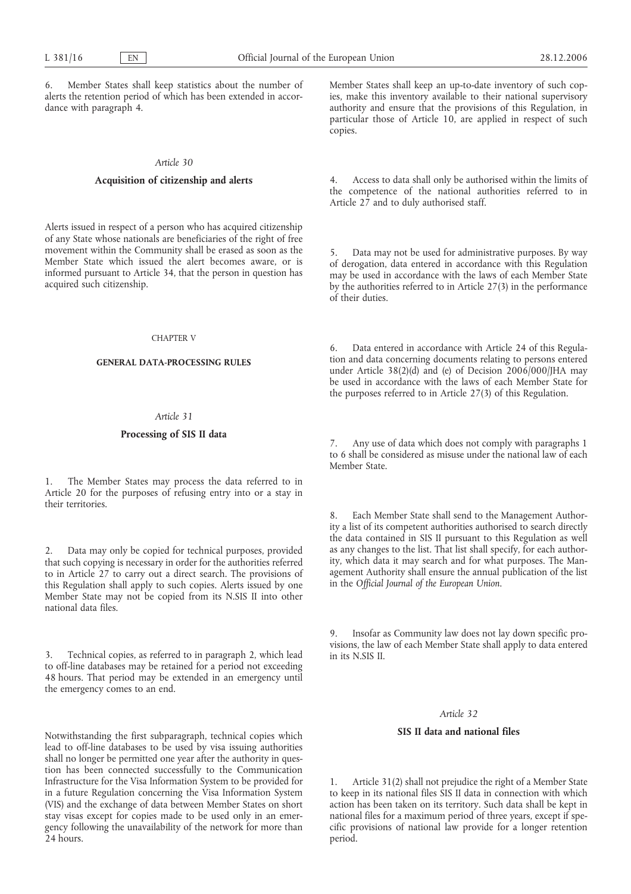6. Member States shall keep statistics about the number of alerts the retention period of which has been extended in accordance with paragraph 4.

*Article 30*

**Acquisition of citizenship and alerts**

Alerts issued in respect of a person who has acquired citizenship of any State whose nationals are beneficiaries of the right of free movement within the Community shall be erased as soon as the Member State which issued the alert becomes aware, or is informed pursuant to Article 34, that the person in question has acquired such citizenship.

CHAPTER V

**GENERAL DATA-PROCESSING RULES**

*Article 31*

**Processing of SIS II data**

1. The Member States may process the data referred to in Article 20 for the purposes of refusing entry into or a stay in their territories.

2. Data may only be copied for technical purposes, provided that such copying is necessary in order for the authorities referred to in Article 27 to carry out a direct search. The provisions of this Regulation shall apply to such copies. Alerts issued by one Member State may not be copied from its N.SIS II into other national data files.

3. Technical copies, as referred to in paragraph 2, which lead to off-line databases may be retained for a period not exceeding 48 hours. That period may be extended in an emergency until the emergency comes to an end.

Notwithstanding the first subparagraph, technical copies which lead to off-line databases to be used by visa issuing authorities shall no longer be permitted one year after the authority in question has been connected successfully to the Communication Infrastructure for the Visa Information System to be provided for in a future Regulation concerning the Visa Information System (VIS) and the exchange of data between Member States on short stay visas except for copies made to be used only in an emergency following the unavailability of the network for more than 24 hours.

Member States shall keep an up-to-date inventory of such copies, make this inventory available to their national supervisory authority and ensure that the provisions of this Regulation, in particular those of Article 10, are applied in respect of such copies.

4. Access to data shall only be authorised within the limits of the competence of the national authorities referred to in Article 27 and to duly authorised staff.

5. Data may not be used for administrative purposes. By way of derogation, data entered in accordance with this Regulation may be used in accordance with the laws of each Member State by the authorities referred to in Article 27(3) in the performance of their duties.

6. Data entered in accordance with Article 24 of this Regulation and data concerning documents relating to persons entered under Article 38(2)(d) and (e) of Decision 2006/000/JHA may be used in accordance with the laws of each Member State for the purposes referred to in Article 27(3) of this Regulation.

7. Any use of data which does not comply with paragraphs 1 to 6 shall be considered as misuse under the national law of each Member State.

8. Each Member State shall send to the Management Authority a list of its competent authorities authorised to search directly the data contained in SIS II pursuant to this Regulation as well as any changes to the list. That list shall specify, for each authority, which data it may search and for what purposes. The Management Authority shall ensure the annual publication of the list in the *Official Journal of the European Union*.

9. Insofar as Community law does not lay down specific provisions, the law of each Member State shall apply to data entered in its N.SIS II.

*Article 32*

**SIS II data and national files**

1. Article 31(2) shall not prejudice the right of a Member State to keep in its national files SIS II data in connection with which action has been taken on its territory. Such data shall be kept in national files for a maximum period of three years, except if specific provisions of national law provide for a longer retention period.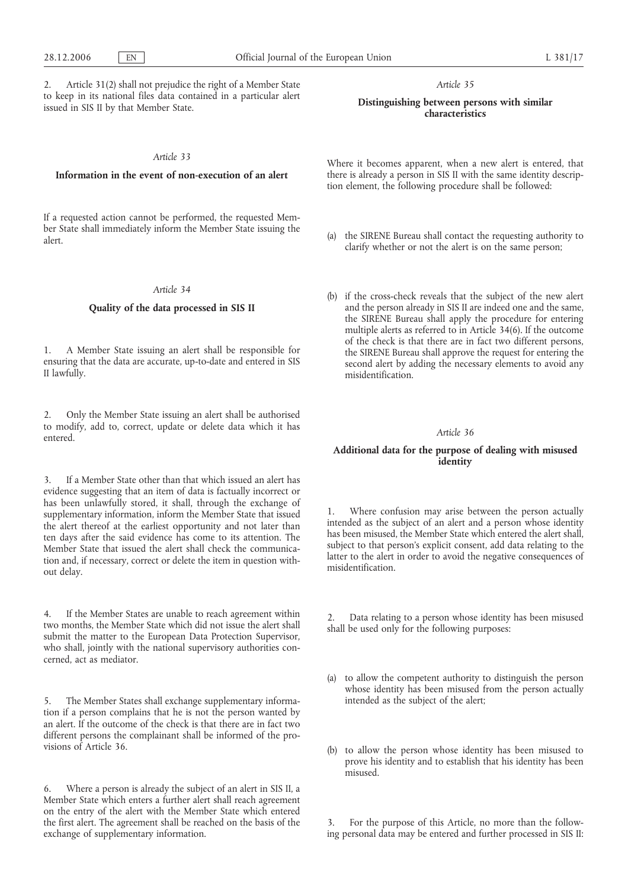2. Article 31(2) shall not prejudice the right of a Member State to keep in its national files data contained in a particular alert issued in SIS II by that Member State.

*Article 33*

**Information in the event of non-execution of an alert**

If a requested action cannot be performed, the requested Member State shall immediately inform the Member State issuing the alert.

*Article 34*

**Quality of the data processed in SIS II**

1. A Member State issuing an alert shall be responsible for ensuring that the data are accurate, up-to-date and entered in SIS II lawfully.

2. Only the Member State issuing an alert shall be authorised to modify, add to, correct, update or delete data which it has entered.

3. If a Member State other than that which issued an alert has evidence suggesting that an item of data is factually incorrect or has been unlawfully stored, it shall, through the exchange of supplementary information, inform the Member State that issued the alert thereof at the earliest opportunity and not later than ten days after the said evidence has come to its attention. The Member State that issued the alert shall check the communication and, if necessary, correct or delete the item in question without delay.

4. If the Member States are unable to reach agreement within two months, the Member State which did not issue the alert shall submit the matter to the European Data Protection Supervisor, who shall, jointly with the national supervisory authorities concerned, act as mediator.

5. The Member States shall exchange supplementary information if a person complains that he is not the person wanted by an alert. If the outcome of the check is that there are in fact two different persons the complainant shall be informed of the provisions of Article 36.

6. Where a person is already the subject of an alert in SIS II, a Member State which enters a further alert shall reach agreement on the entry of the alert with the Member State which entered the first alert. The agreement shall be reached on the basis of the exchange of supplementary information.

*Article 35*

**Distinguishing between persons with similar characteristics**

Where it becomes apparent, when a new alert is entered, that there is already a person in SIS II with the same identity description element, the following procedure shall be followed:

(a) the SIRENE Bureau shall contact the requesting authority to clarify whether or not the alert is on the same person;

(b) if the cross-check reveals that the subject of the new alert and the person already in SIS II are indeed one and the same, the SIRENE Bureau shall apply the procedure for entering multiple alerts as referred to in Article 34(6). If the outcome of the check is that there are in fact two different persons, the SIRENE Bureau shall approve the request for entering the second alert by adding the necessary elements to avoid any misidentification.

*Article 36*

**Additional data for the purpose of dealing with misused identity**

1. Where confusion may arise between the person actually intended as the subject of an alert and a person whose identity has been misused, the Member State which entered the alert shall, subject to that person's explicit consent, add data relating to the latter to the alert in order to avoid the negative consequences of misidentification.

2. Data relating to a person whose identity has been misused shall be used only for the following purposes:

(a) to allow the competent authority to distinguish the person whose identity has been misused from the person actually intended as the subject of the alert;

(b) to allow the person whose identity has been misused to prove his identity and to establish that his identity has been misused.

3. For the purpose of this Article, no more than the following personal data may be entered and further processed in SIS II: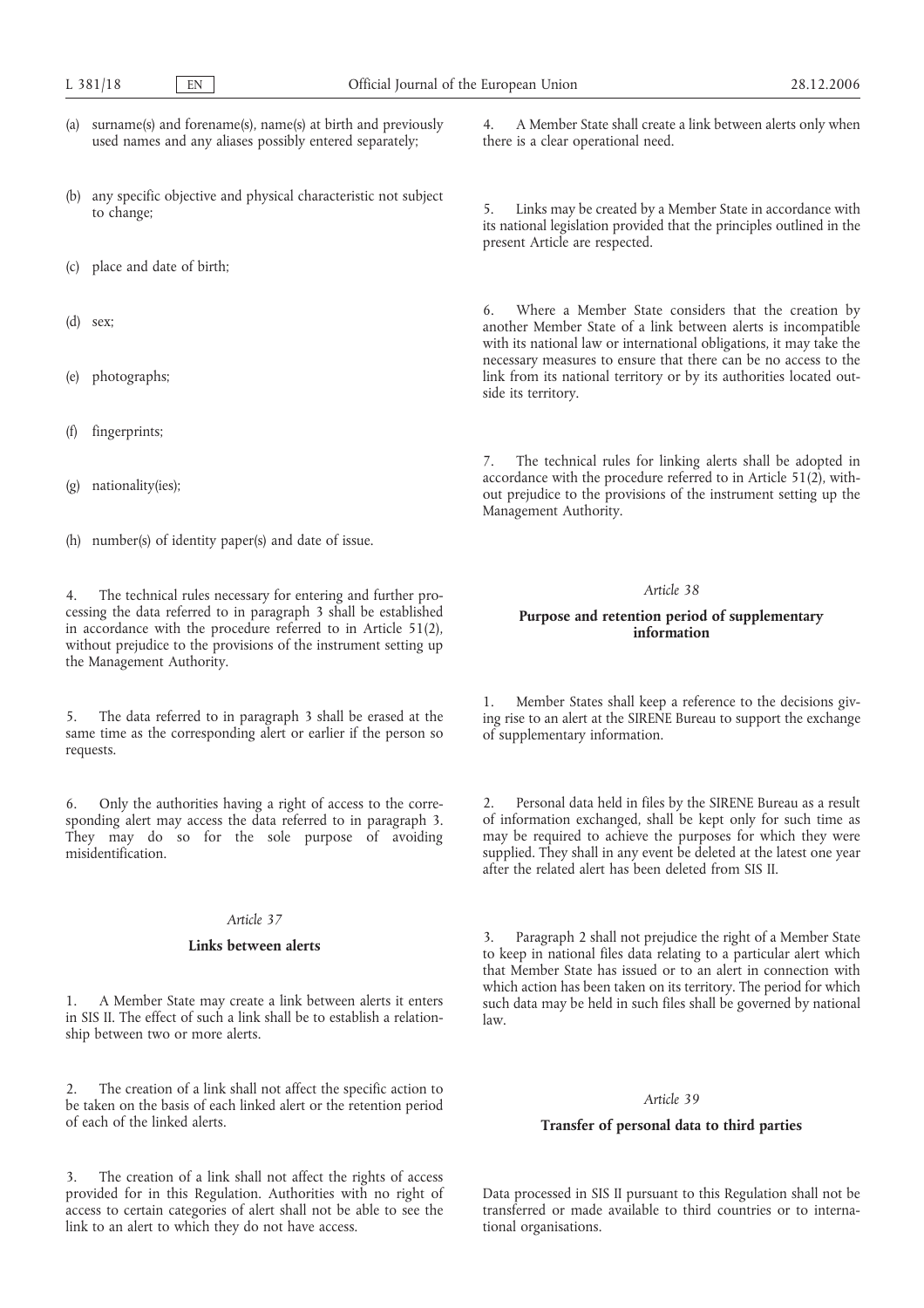(a) surname(s) and forename(s), name(s) at birth and previously used names and any aliases possibly entered separately;

(b) any specific objective and physical characteristic not subject to change;

(c) place and date of birth;

(d) sex;

(e) photographs;

(f) fingerprints;

(g) nationality(ies);

(h) number(s) of identity paper(s) and date of issue.

4. The technical rules necessary for entering and further processing the data referred to in paragraph 3 shall be established in accordance with the procedure referred to in Article 51(2), without prejudice to the provisions of the instrument setting up the Management Authority.

5. The data referred to in paragraph 3 shall be erased at the same time as the corresponding alert or earlier if the person so requests.

6. Only the authorities having a right of access to the corresponding alert may access the data referred to in paragraph 3. They may do so for the sole purpose of avoiding misidentification.

*Article 37*

**Links between alerts**

1. A Member State may create a link between alerts it enters in SIS II. The effect of such a link shall be to establish a relationship between two or more alerts.

2. The creation of a link shall not affect the specific action to be taken on the basis of each linked alert or the retention period of each of the linked alerts.

3. The creation of a link shall not affect the rights of access provided for in this Regulation. Authorities with no right of access to certain categories of alert shall not be able to see the link to an alert to which they do not have access.

4. A Member State shall create a link between alerts only when there is a clear operational need.

5. Links may be created by a Member State in accordance with its national legislation provided that the principles outlined in the present Article are respected.

6. Where a Member State considers that the creation by another Member State of a link between alerts is incompatible with its national law or international obligations, it may take the necessary measures to ensure that there can be no access to the link from its national territory or by its authorities located outside its territory.

7. The technical rules for linking alerts shall be adopted in accordance with the procedure referred to in Article 51(2), without prejudice to the provisions of the instrument setting up the Management Authority.

*Article 38*

**Purpose and retention period of supplementary information**

1. Member States shall keep a reference to the decisions giving rise to an alert at the SIRENE Bureau to support the exchange of supplementary information.

2. Personal data held in files by the SIRENE Bureau as a result of information exchanged, shall be kept only for such time as may be required to achieve the purposes for which they were supplied. They shall in any event be deleted at the latest one year after the related alert has been deleted from SIS II.

3. Paragraph 2 shall not prejudice the right of a Member State to keep in national files data relating to a particular alert which that Member State has issued or to an alert in connection with which action has been taken on its territory. The period for which such data may be held in such files shall be governed by national law.

*Article 39*

**Transfer of personal data to third parties**

Data processed in SIS II pursuant to this Regulation shall not be transferred or made available to third countries or to international organisations.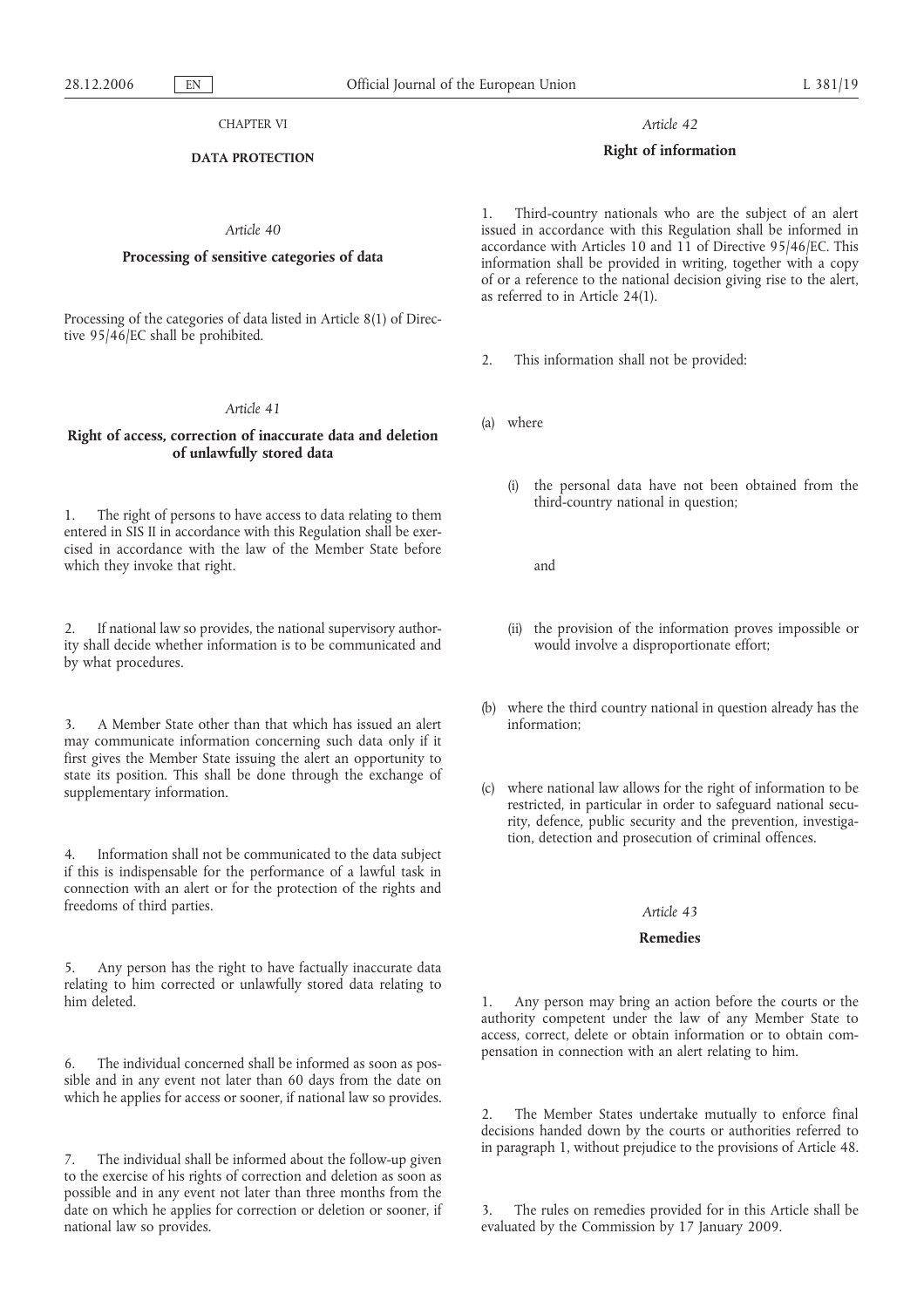CHAPTER VI

**DATA PROTECTION**

*Article 40*

**Processing of sensitive categories of data**

Processing of the categories of data listed in Article 8(1) of Directive 95/46/EC shall be prohibited.

*Article 41*

**Right of access, correction of inaccurate data and deletion of unlawfully stored data**

1. The right of persons to have access to data relating to them entered in SIS II in accordance with this Regulation shall be exercised in accordance with the law of the Member State before which they invoke that right.

2. If national law so provides, the national supervisory authority shall decide whether information is to be communicated and by what procedures.

3. A Member State other than that which has issued an alert may communicate information concerning such data only if it first gives the Member State issuing the alert an opportunity to state its position. This shall be done through the exchange of supplementary information.

4. Information shall not be communicated to the data subject if this is indispensable for the performance of a lawful task in connection with an alert or for the protection of the rights and freedoms of third parties.

5. Any person has the right to have factually inaccurate data relating to him corrected or unlawfully stored data relating to him deleted.

6. The individual concerned shall be informed as soon as possible and in any event not later than 60 days from the date on which he applies for access or sooner, if national law so provides.

7. The individual shall be informed about the follow-up given to the exercise of his rights of correction and deletion as soon as possible and in any event not later than three months from the date on which he applies for correction or deletion or sooner, if national law so provides.

*Article 42*

**Right of information**

1. Third-country nationals who are the subject of an alert issued in accordance with this Regulation shall be informed in accordance with Articles 10 and 11 of Directive 95/46/EC. This information shall be provided in writing, together with a copy of or a reference to the national decision giving rise to the alert, as referred to in Article 24(1).

2. This information shall not be provided:

(a) where

  (i) the personal data have not been obtained from the third-country national in question;

  and

  (ii) the provision of the information proves impossible or would involve a disproportionate effort;

(b) where the third country national in question already has the information;

(c) where national law allows for the right of information to be restricted, in particular in order to safeguard national security, defence, public security and the prevention, investigation, detection and prosecution of criminal offences.

*Article 43*

**Remedies**

1. Any person may bring an action before the courts or the authority competent under the law of any Member State to access, correct, delete or obtain information or to obtain compensation in connection with an alert relating to him.

2. The Member States undertake mutually to enforce final decisions handed down by the courts or authorities referred to in paragraph 1, without prejudice to the provisions of Article 48.

3. The rules on remedies provided for in this Article shall be evaluated by the Commission by 17 January 2009.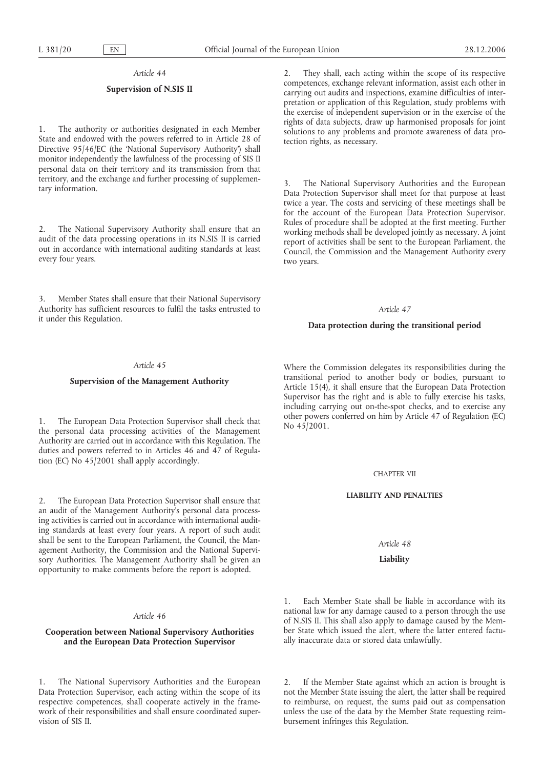*Article 44*

**Supervision of N.SIS II**

1. The authority or authorities designated in each Member State and endowed with the powers referred to in Article 28 of Directive 95/46/EC (the 'National Supervisory Authority') shall monitor independently the lawfulness of the processing of SIS II personal data on their territory and its transmission from that territory, and the exchange and further processing of supplementary information.

2. The National Supervisory Authority shall ensure that an audit of the data processing operations in its N.SIS II is carried out in accordance with international auditing standards at least every four years.

3. Member States shall ensure that their National Supervisory Authority has sufficient resources to fulfil the tasks entrusted to it under this Regulation.

*Article 45*

**Supervision of the Management Authority**

1. The European Data Protection Supervisor shall check that the personal data processing activities of the Management Authority are carried out in accordance with this Regulation. The duties and powers referred to in Articles 46 and 47 of Regulation (EC) No 45/2001 shall apply accordingly.

2. The European Data Protection Supervisor shall ensure that an audit of the Management Authority's personal data processing activities is carried out in accordance with international auditing standards at least every four years. A report of such audit shall be sent to the European Parliament, the Council, the Management Authority, the Commission and the National Supervisory Authorities. The Management Authority shall be given an opportunity to make comments before the report is adopted.

*Article 46*

**Cooperation between National Supervisory Authorities and the European Data Protection Supervisor**

1. The National Supervisory Authorities and the European Data Protection Supervisor, each acting within the scope of its respective competences, shall cooperate actively in the framework of their responsibilities and shall ensure coordinated supervision of SIS II.

2. They shall, each acting within the scope of its respective competences, exchange relevant information, assist each other in carrying out audits and inspections, examine difficulties of interpretation or application of this Regulation, study problems with the exercise of independent supervision or in the exercise of the rights of data subjects, draw up harmonised proposals for joint solutions to any problems and promote awareness of data protection rights, as necessary.

3. The National Supervisory Authorities and the European Data Protection Supervisor shall meet for that purpose at least twice a year. The costs and servicing of these meetings shall be for the account of the European Data Protection Supervisor. Rules of procedure shall be adopted at the first meeting. Further working methods shall be developed jointly as necessary. A joint report of activities shall be sent to the European Parliament, the Council, the Commission and the Management Authority every two years.

*Article 47*

**Data protection during the transitional period**

Where the Commission delegates its responsibilities during the transitional period to another body or bodies, pursuant to Article 15(4), it shall ensure that the European Data Protection Supervisor has the right and is able to fully exercise his tasks, including carrying out on-the-spot checks, and to exercise any other powers conferred on him by Article 47 of Regulation (EC) No 45/2001.

CHAPTER VII

**LIABILITY AND PENALTIES**

*Article 48*

**Liability**

1. Each Member State shall be liable in accordance with its national law for any damage caused to a person through the use of N.SIS II. This shall also apply to damage caused by the Member State which issued the alert, where the latter entered factually inaccurate data or stored data unlawfully.

2. If the Member State against which an action is brought is not the Member State issuing the alert, the latter shall be required to reimburse, on request, the sums paid out as compensation unless the use of the data by the Member State requesting reimbursement infringes this Regulation.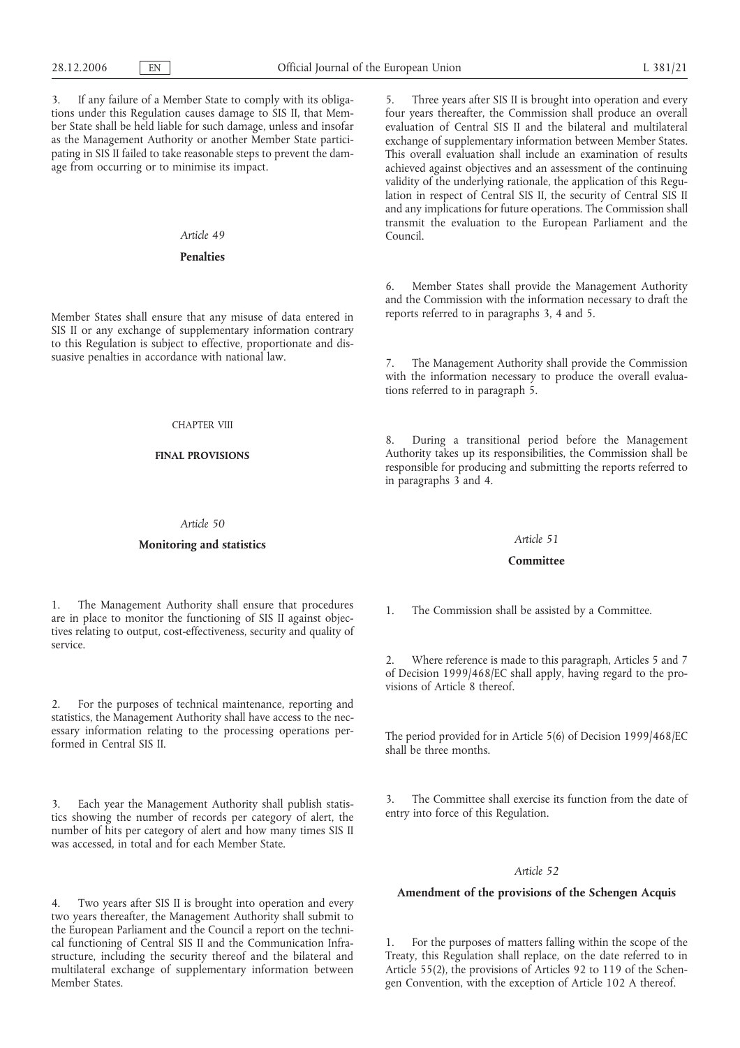3. If any failure of a Member State to comply with its obligations under this Regulation causes damage to SIS II, that Member State shall be held liable for such damage, unless and insofar as the Management Authority or another Member State participating in SIS II failed to take reasonable steps to prevent the damage from occurring or to minimise its impact.

*Article 49*

**Penalties**

Member States shall ensure that any misuse of data entered in SIS II or any exchange of supplementary information contrary to this Regulation is subject to effective, proportionate and dissuasive penalties in accordance with national law.

CHAPTER VIII

**FINAL PROVISIONS**

*Article 50*

**Monitoring and statistics**

1. The Management Authority shall ensure that procedures are in place to monitor the functioning of SIS II against objectives relating to output, cost-effectiveness, security and quality of service.

2. For the purposes of technical maintenance, reporting and statistics, the Management Authority shall have access to the necessary information relating to the processing operations performed in Central SIS II.

3. Each year the Management Authority shall publish statistics showing the number of records per category of alert, the number of hits per category of alert and how many times SIS II was accessed, in total and for each Member State.

4. Two years after SIS II is brought into operation and every two years thereafter, the Management Authority shall submit to the European Parliament and the Council a report on the technical functioning of Central SIS II and the Communication Infrastructure, including the security thereof and the bilateral and multilateral exchange of supplementary information between Member States.

5. Three years after SIS II is brought into operation and every four years thereafter, the Commission shall produce an overall evaluation of Central SIS II and the bilateral and multilateral exchange of supplementary information between Member States. This overall evaluation shall include an examination of results achieved against objectives and an assessment of the continuing validity of the underlying rationale, the application of this Regulation in respect of Central SIS II, the security of Central SIS II and any implications for future operations. The Commission shall transmit the evaluation to the European Parliament and the Council.

6. Member States shall provide the Management Authority and the Commission with the information necessary to draft the reports referred to in paragraphs 3, 4 and 5.

7. The Management Authority shall provide the Commission with the information necessary to produce the overall evaluations referred to in paragraph 5.

8. During a transitional period before the Management Authority takes up its responsibilities, the Commission shall be responsible for producing and submitting the reports referred to in paragraphs 3 and 4.

*Article 51*

**Committee**

1. The Commission shall be assisted by a Committee.

2. Where reference is made to this paragraph, Articles 5 and 7 of Decision 1999/468/EC shall apply, having regard to the provisions of Article 8 thereof.

The period provided for in Article 5(6) of Decision 1999/468/EC shall be three months.

3. The Committee shall exercise its function from the date of entry into force of this Regulation.

*Article 52*

**Amendment of the provisions of the Schengen Acquis**

1. For the purposes of matters falling within the scope of the Treaty, this Regulation shall replace, on the date referred to in Article 55(2), the provisions of Articles 92 to 119 of the Schengen Convention, with the exception of Article 102 A thereof.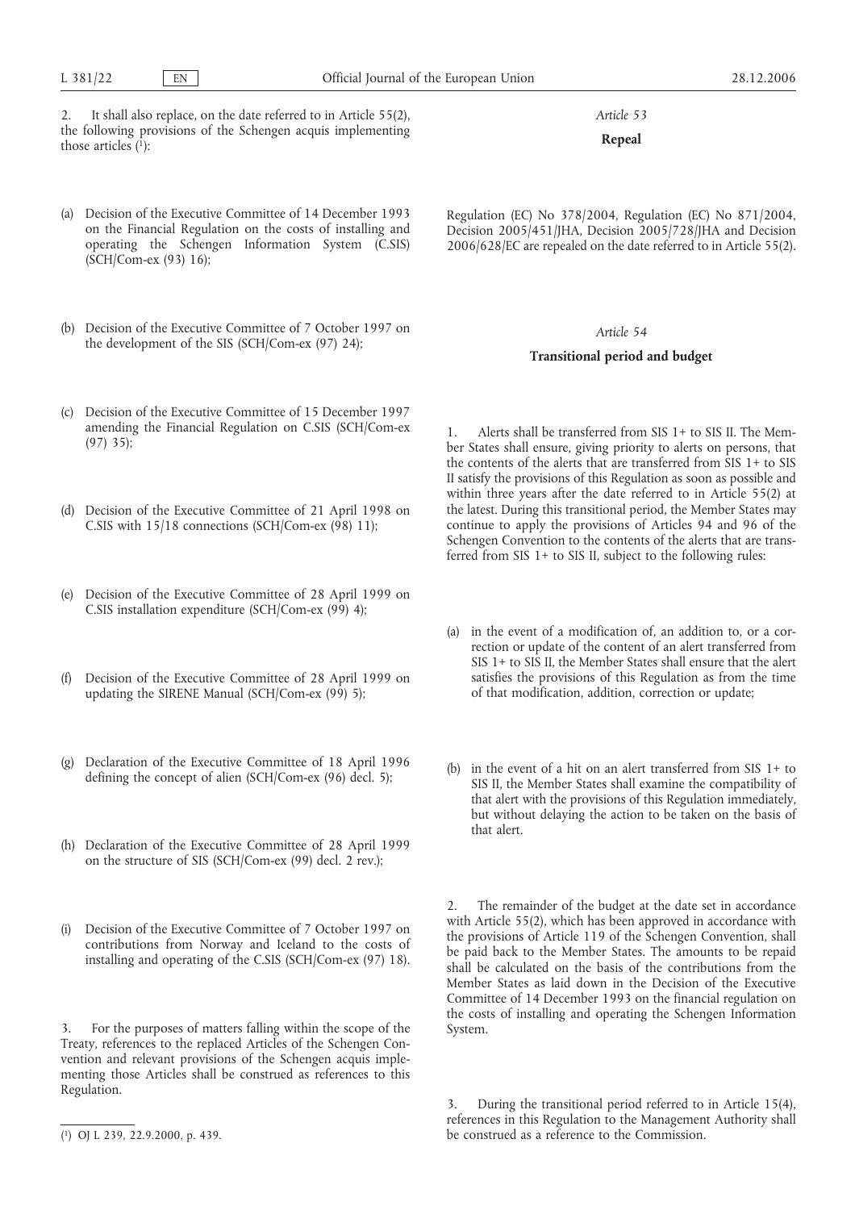2. It shall also replace, on the date referred to in Article 55(2), the following provisions of the Schengen acquis implementing those articles [1]:

(a) Decision of the Executive Committee of 14 December 1993 on the Financial Regulation on the costs of installing and operating the Schengen Information System (C.SIS) (SCH/Com-ex (93) 16);

(b) Decision of the Executive Committee of 7 October 1997 on the development of the SIS (SCH/Com-ex (97) 24);

(c) Decision of the Executive Committee of 15 December 1997 amending the Financial Regulation on C.SIS (SCH/Com-ex (97) 35);

(d) Decision of the Executive Committee of 21 April 1998 on C.SIS with 15/18 connections (SCH/Com-ex (98) 11);

(e) Decision of the Executive Committee of 28 April 1999 on C.SIS installation expenditure (SCH/Com-ex (99) 4);

(f) Decision of the Executive Committee of 28 April 1999 on updating the SIRENE Manual (SCH/Com-ex (99) 5);

(g) Declaration of the Executive Committee of 18 April 1996 defining the concept of alien (SCH/Com-ex (96) decl. 5);

(h) Declaration of the Executive Committee of 28 April 1999 on the structure of SIS (SCH/Com-ex (99) decl. 2 rev.);

(i) Decision of the Executive Committee of 7 October 1997 on contributions from Norway and Iceland to the costs of installing and operating of the C.SIS (SCH/Com-ex (97) 18).

3. For the purposes of matters falling within the scope of the Treaty, references to the replaced Articles of the Schengen Convention and relevant provisions of the Schengen acquis implementing those Articles shall be construed as references to this Regulation.

[1] OJ L 239, 22.9.2000, p. 439.

*Article 53*

**Repeal**

Regulation (EC) No 378/2004, Regulation (EC) No 871/2004, Decision 2005/451/JHA, Decision 2005/728/JHA and Decision 2006/628/EC are repealed on the date referred to in Article 55(2).

*Article 54*

**Transitional period and budget**

1. Alerts shall be transferred from SIS 1+ to SIS II. The Member States shall ensure, giving priority to alerts on persons, that the contents of the alerts that are transferred from SIS 1+ to SIS II satisfy the provisions of this Regulation as soon as possible and within three years after the date referred to in Article 55(2) at the latest. During this transitional period, the Member States may continue to apply the provisions of Articles 94 and 96 of the Schengen Convention to the contents of the alerts that are transferred from SIS 1+ to SIS II, subject to the following rules:

(a) in the event of a modification of, an addition to, or a correction or update of the content of an alert transferred from SIS 1+ to SIS II, the Member States shall ensure that the alert satisfies the provisions of this Regulation as from the time of that modification, addition, correction or update;

(b) in the event of a hit on an alert transferred from SIS 1+ to SIS II, the Member States shall examine the compatibility of that alert with the provisions of this Regulation immediately, but without delaying the action to be taken on the basis of that alert.

2. The remainder of the budget at the date set in accordance with Article 55(2), which has been approved in accordance with the provisions of Article 119 of the Schengen Convention, shall be paid back to the Member States. The amounts to be repaid shall be calculated on the basis of the contributions from the Member States as laid down in the Decision of the Executive Committee of 14 December 1993 on the financial regulation on the costs of installing and operating the Schengen Information System.

3. During the transitional period referred to in Article 15(4), references in this Regulation to the Management Authority shall be construed as a reference to the Commission.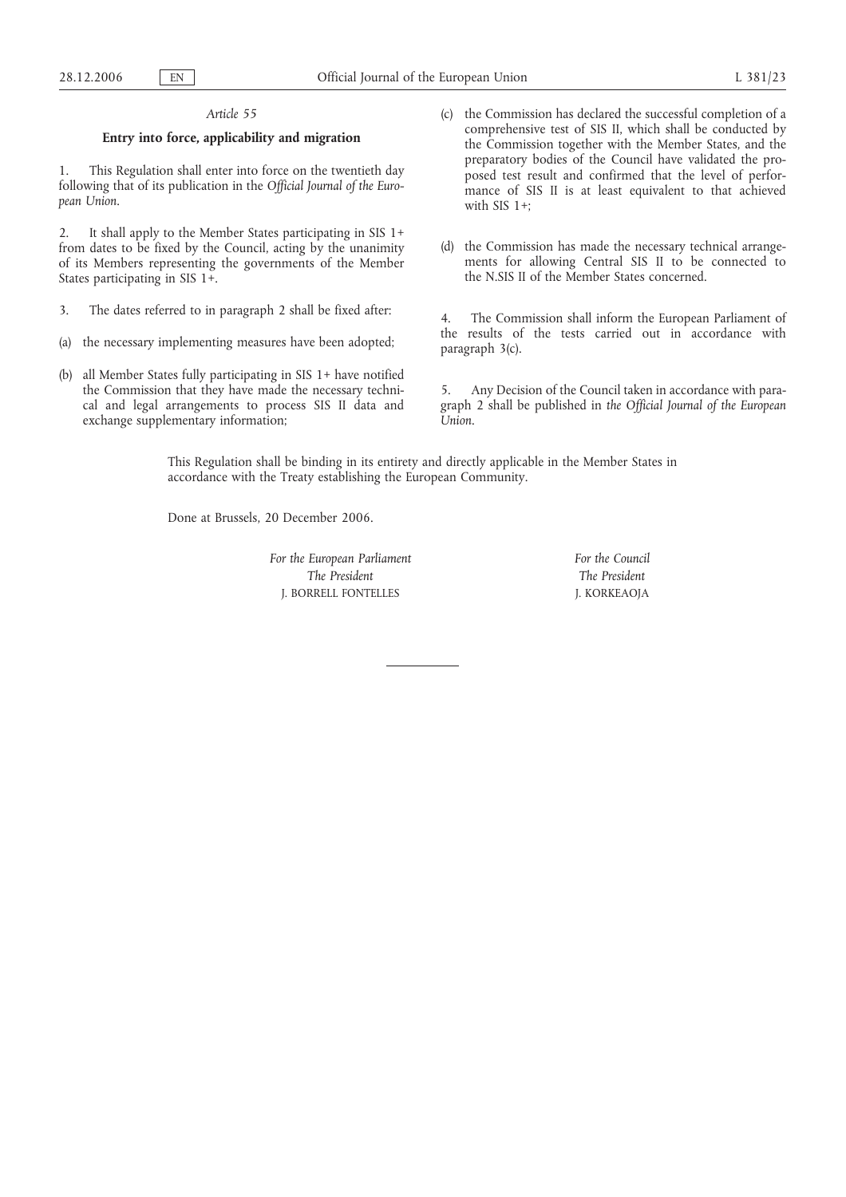*Article 55*

**Entry into force, applicability and migration**

1. This Regulation shall enter into force on the twentieth day following that of its publication in the *Official Journal of the European Union*.

2. It shall apply to the Member States participating in SIS 1+ from dates to be fixed by the Council, acting by the unanimity of its Members representing the governments of the Member States participating in SIS 1+.

3. The dates referred to in paragraph 2 shall be fixed after:

(a) the necessary implementing measures have been adopted;

(b) all Member States fully participating in SIS 1+ have notified the Commission that they have made the necessary technical and legal arrangements to process SIS II data and exchange supplementary information;

(c) the Commission has declared the successful completion of a comprehensive test of SIS II, which shall be conducted by the Commission together with the Member States, and the preparatory bodies of the Council have validated the proposed test result and confirmed that the level of performance of SIS II is at least equivalent to that achieved with SIS 1+;

(d) the Commission has made the necessary technical arrangements for allowing Central SIS II to be connected to the N.SIS II of the Member States concerned.

4. The Commission shall inform the European Parliament of the results of the tests carried out in accordance with paragraph 3(c).

5. Any Decision of the Council taken in accordance with paragraph 2 shall be published in *the Official Journal of the European Union*.

This Regulation shall be binding in its entirety and directly applicable in the Member States in accordance with the Treaty establishing the European Community.

Done at Brussels, 20 December 2006.

*For the European Parliament*
*The President*
J. BORRELL FONTELLES

*For the Council*
*The President*
J. KORKEAOJA